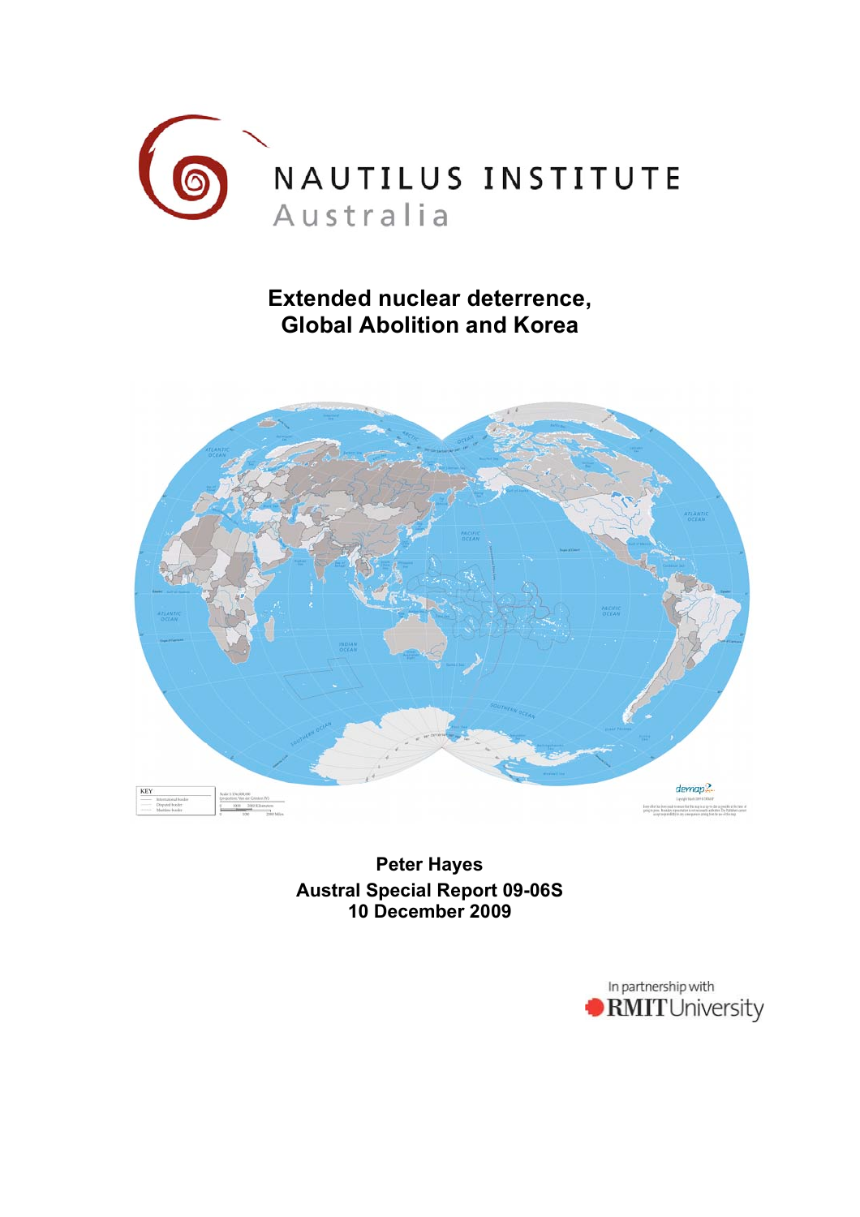NAUTILUS INSTITUTE

Australia

# Extended nuclear deterrence, Global Abolition and Korea

**Peter Hayes**

**Austral Special Report 09-06S**

**10 December 2009**

In partnership with RMIT University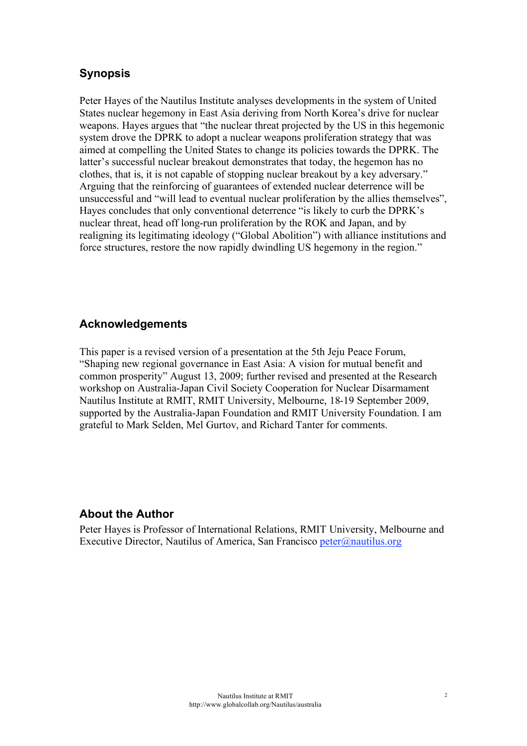## Synopsis

Peter Hayes of the Nautilus Institute analyses developments in the system of United States nuclear hegemony in East Asia deriving from North Korea's drive for nuclear weapons. Hayes argues that "the nuclear threat projected by the US in this hegemonic system drove the DPRK to adopt a nuclear weapons proliferation strategy that was aimed at compelling the United States to change its policies towards the DPRK. The latter's successful nuclear breakout demonstrates that today, the hegemon has no clothes, that is, it is not capable of stopping nuclear breakout by a key adversary." Arguing that the reinforcing of guarantees of extended nuclear deterrence will be unsuccessful and "will lead to eventual nuclear proliferation by the allies themselves", Hayes concludes that only conventional deterrence "is likely to curb the DPRK's nuclear threat, head off long-run proliferation by the ROK and Japan, and by realigning its legitimating ideology ("Global Abolition") with alliance institutions and force structures, restore the now rapidly dwindling US hegemony in the region."

## Acknowledgements

This paper is a revised version of a presentation at the 5th Jeju Peace Forum, "Shaping new regional governance in East Asia: A vision for mutual benefit and common prosperity" August 13, 2009; further revised and presented at the Research workshop on Australia-Japan Civil Society Cooperation for Nuclear Disarmament Nautilus Institute at RMIT, RMIT University, Melbourne, 18-19 September 2009, supported by the Australia-Japan Foundation and RMIT University Foundation. I am grateful to Mark Selden, Mel Gurtov, and Richard Tanter for comments.

## About the Author

Peter Hayes is Professor of International Relations, RMIT University, Melbourne and Executive Director, Nautilus of America, San Francisco peter@nautilus.org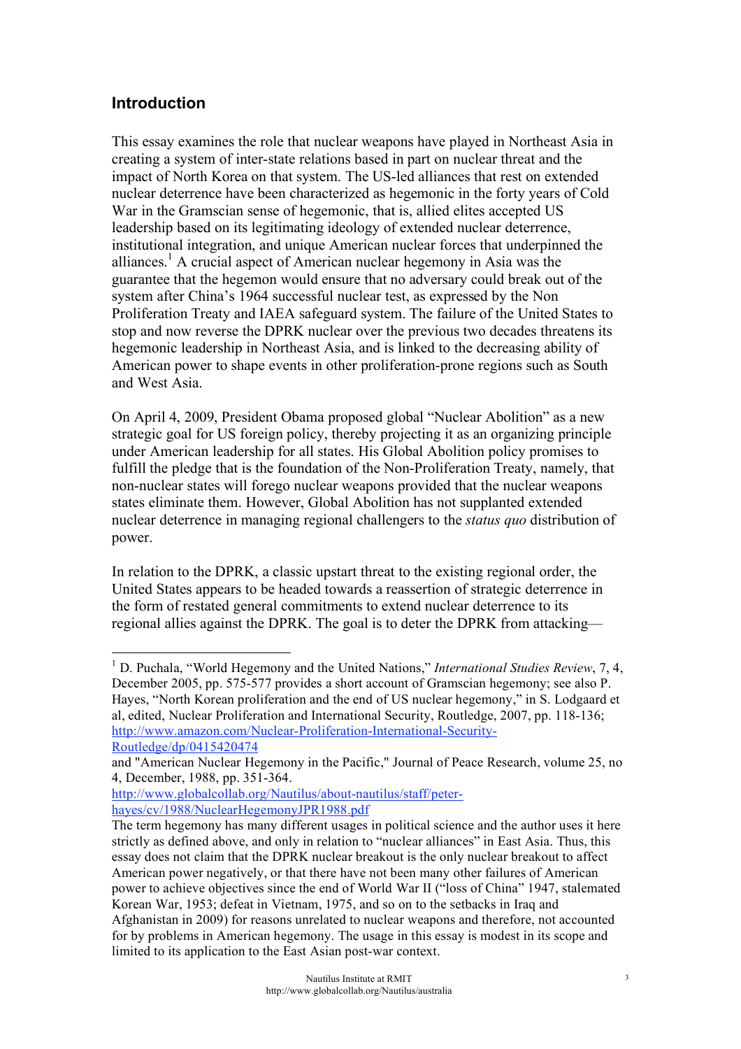## Introduction

This essay examines the role that nuclear weapons have played in Northeast Asia in creating a system of inter-state relations based in part on nuclear threat and the impact of North Korea on that system. The US-led alliances that rest on extended nuclear deterrence have been characterized as hegemonic in the forty years of Cold War in the Gramscian sense of hegemonic, that is, allied elites accepted US leadership based on its legitimating ideology of extended nuclear deterrence, institutional integration, and unique American nuclear forces that underpinned the alliances.[1] A crucial aspect of American nuclear hegemony in Asia was the guarantee that the hegemon would ensure that no adversary could break out of the system after China's 1964 successful nuclear test, as expressed by the Non Proliferation Treaty and IAEA safeguard system. The failure of the United States to stop and now reverse the DPRK nuclear over the previous two decades threatens its hegemonic leadership in Northeast Asia, and is linked to the decreasing ability of American power to shape events in other proliferation-prone regions such as South and West Asia.

On April 4, 2009, President Obama proposed global "Nuclear Abolition" as a new strategic goal for US foreign policy, thereby projecting it as an organizing principle under American leadership for all states. His Global Abolition policy promises to fulfill the pledge that is the foundation of the Non-Proliferation Treaty, namely, that non-nuclear states will forego nuclear weapons provided that the nuclear weapons states eliminate them. However, Global Abolition has not supplanted extended nuclear deterrence in managing regional challengers to the *status quo* distribution of power.

In relation to the DPRK, a classic upstart threat to the existing regional order, the United States appears to be headed towards a reassertion of strategic deterrence in the form of restated general commitments to extend nuclear deterrence to its regional allies against the DPRK. The goal is to deter the DPRK from attacking—

---

[1] D. Puchala, "World Hegemony and the United Nations," *International Studies Review*, 7, 4, December 2005, pp. 575-577 provides a short account of Gramscian hegemony; see also P. Hayes, "North Korean proliferation and the end of US nuclear hegemony," in S. Lodgaard et al, edited, Nuclear Proliferation and International Security, Routledge, 2007, pp. 118-136; http://www.amazon.com/Nuclear-Proliferation-International-Security-Routledge/dp/0415420474
and "American Nuclear Hegemony in the Pacific," Journal of Peace Research, volume 25, no 4, December, 1988, pp. 351-364.
http://www.globalcollab.org/Nautilus/about-nautilus/staff/peter-hayes/cv/1988/NuclearHegemonyJPR1988.pdf
The term hegemony has many different usages in political science and the author uses it here strictly as defined above, and only in relation to "nuclear alliances" in East Asia. Thus, this essay does not claim that the DPRK nuclear breakout is the only nuclear breakout to affect American power negatively, or that there have not been many other failures of American power to achieve objectives since the end of World War II ("loss of China" 1947, stalemated Korean War, 1953; defeat in Vietnam, 1975, and so on to the setbacks in Iraq and Afghanistan in 2009) for reasons unrelated to nuclear weapons and therefore, not accounted for by problems in American hegemony. The usage in this essay is modest in its scope and limited to its application to the East Asian post-war context.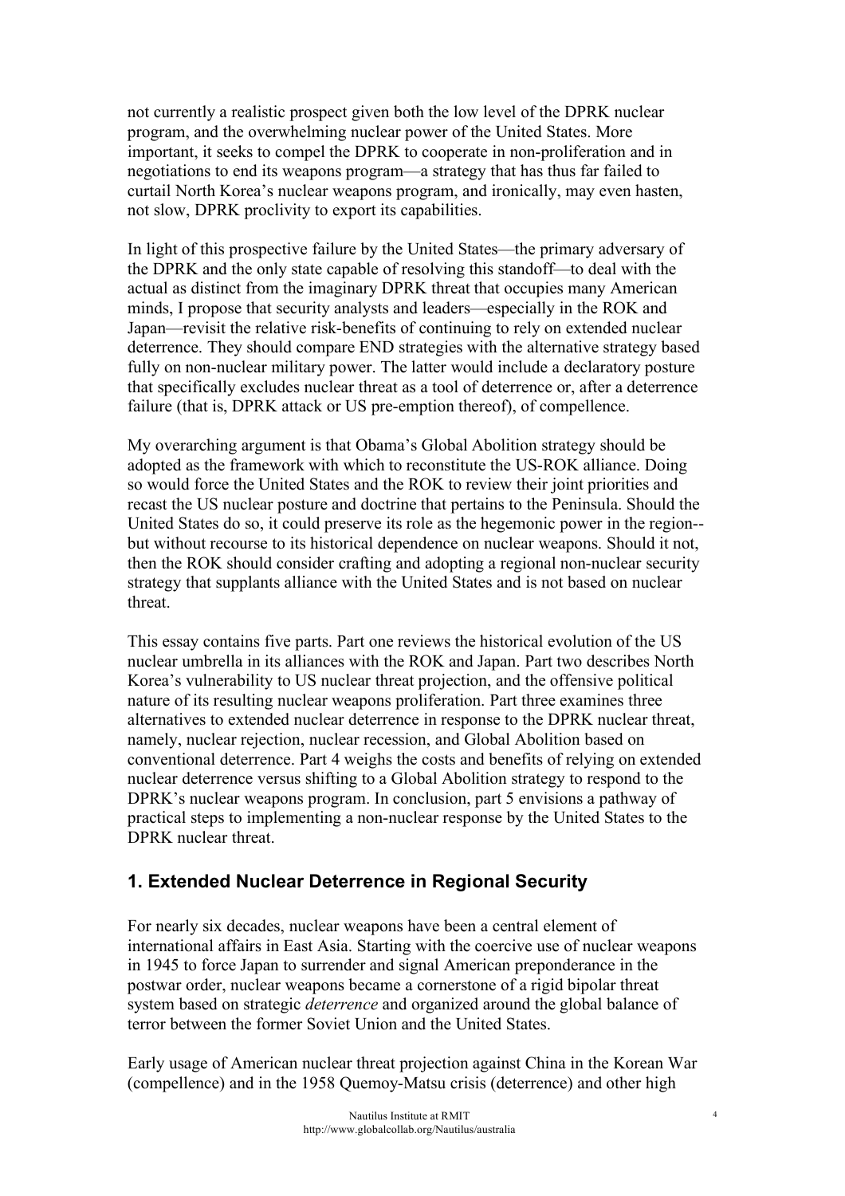not currently a realistic prospect given both the low level of the DPRK nuclear program, and the overwhelming nuclear power of the United States. More important, it seeks to compel the DPRK to cooperate in non-proliferation and in negotiations to end its weapons program—a strategy that has thus far failed to curtail North Korea's nuclear weapons program, and ironically, may even hasten, not slow, DPRK proclivity to export its capabilities.

In light of this prospective failure by the United States—the primary adversary of the DPRK and the only state capable of resolving this standoff—to deal with the actual as distinct from the imaginary DPRK threat that occupies many American minds, I propose that security analysts and leaders—especially in the ROK and Japan—revisit the relative risk-benefits of continuing to rely on extended nuclear deterrence. They should compare END strategies with the alternative strategy based fully on non-nuclear military power. The latter would include a declaratory posture that specifically excludes nuclear threat as a tool of deterrence or, after a deterrence failure (that is, DPRK attack or US pre-emption thereof), of compellence.

My overarching argument is that Obama's Global Abolition strategy should be adopted as the framework with which to reconstitute the US-ROK alliance. Doing so would force the United States and the ROK to review their joint priorities and recast the US nuclear posture and doctrine that pertains to the Peninsula. Should the United States do so, it could preserve its role as the hegemonic power in the region--but without recourse to its historical dependence on nuclear weapons. Should it not, then the ROK should consider crafting and adopting a regional non-nuclear security strategy that supplants alliance with the United States and is not based on nuclear threat.

This essay contains five parts. Part one reviews the historical evolution of the US nuclear umbrella in its alliances with the ROK and Japan. Part two describes North Korea's vulnerability to US nuclear threat projection, and the offensive political nature of its resulting nuclear weapons proliferation. Part three examines three alternatives to extended nuclear deterrence in response to the DPRK nuclear threat, namely, nuclear rejection, nuclear recession, and Global Abolition based on conventional deterrence. Part 4 weighs the costs and benefits of relying on extended nuclear deterrence versus shifting to a Global Abolition strategy to respond to the DPRK's nuclear weapons program. In conclusion, part 5 envisions a pathway of practical steps to implementing a non-nuclear response by the United States to the DPRK nuclear threat.

## 1. Extended Nuclear Deterrence in Regional Security

For nearly six decades, nuclear weapons have been a central element of international affairs in East Asia. Starting with the coercive use of nuclear weapons in 1945 to force Japan to surrender and signal American preponderance in the postwar order, nuclear weapons became a cornerstone of a rigid bipolar threat system based on strategic *deterrence* and organized around the global balance of terror between the former Soviet Union and the United States.

Early usage of American nuclear threat projection against China in the Korean War (compellence) and in the 1958 Quemoy-Matsu crisis (deterrence) and other high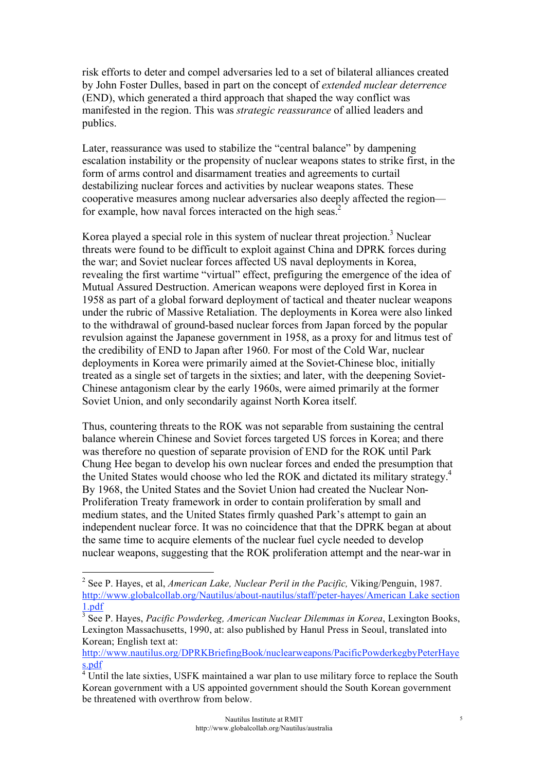risk efforts to deter and compel adversaries led to a set of bilateral alliances created by John Foster Dulles, based in part on the concept of *extended nuclear deterrence* (END), which generated a third approach that shaped the way conflict was manifested in the region. This was *strategic reassurance* of allied leaders and publics.

Later, reassurance was used to stabilize the "central balance" by dampening escalation instability or the propensity of nuclear weapons states to strike first, in the form of arms control and disarmament treaties and agreements to curtail destabilizing nuclear forces and activities by nuclear weapons states. These cooperative measures among nuclear adversaries also deeply affected the region—for example, how naval forces interacted on the high seas.[2]

Korea played a special role in this system of nuclear threat projection.[3] Nuclear threats were found to be difficult to exploit against China and DPRK forces during the war; and Soviet nuclear forces affected US naval deployments in Korea, revealing the first wartime "virtual" effect, prefiguring the emergence of the idea of Mutual Assured Destruction. American weapons were deployed first in Korea in 1958 as part of a global forward deployment of tactical and theater nuclear weapons under the rubric of Massive Retaliation. The deployments in Korea were also linked to the withdrawal of ground-based nuclear forces from Japan forced by the popular revulsion against the Japanese government in 1958, as a proxy for and litmus test of the credibility of END to Japan after 1960. For most of the Cold War, nuclear deployments in Korea were primarily aimed at the Soviet-Chinese bloc, initially treated as a single set of targets in the sixties; and later, with the deepening Soviet-Chinese antagonism clear by the early 1960s, were aimed primarily at the former Soviet Union, and only secondarily against North Korea itself.

Thus, countering threats to the ROK was not separable from sustaining the central balance wherein Chinese and Soviet forces targeted US forces in Korea; and there was therefore no question of separate provision of END for the ROK until Park Chung Hee began to develop his own nuclear forces and ended the presumption that the United States would choose who led the ROK and dictated its military strategy.[4] By 1968, the United States and the Soviet Union had created the Nuclear Non-Proliferation Treaty framework in order to contain proliferation by small and medium states, and the United States firmly quashed Park's attempt to gain an independent nuclear force. It was no coincidence that that the DPRK began at about the same time to acquire elements of the nuclear fuel cycle needed to develop nuclear weapons, suggesting that the ROK proliferation attempt and the near-war in

---

[2] See P. Hayes, et al, *American Lake, Nuclear Peril in the Pacific,* Viking/Penguin, 1987. http://www.globalcollab.org/Nautilus/about-nautilus/staff/peter-hayes/American Lake section 1.pdf

[3] See P. Hayes, *Pacific Powderkeg, American Nuclear Dilemmas in Korea*, Lexington Books, Lexington Massachusetts, 1990, at: also published by Hanul Press in Seoul, translated into Korean; English text at: http://www.nautilus.org/DPRKBriefingBook/nuclearweapons/PacificPowderkegbyPeterHayes.pdf

[4] Until the late sixties, USFK maintained a war plan to use military force to replace the South Korean government with a US appointed government should the South Korean government be threatened with overthrow from below.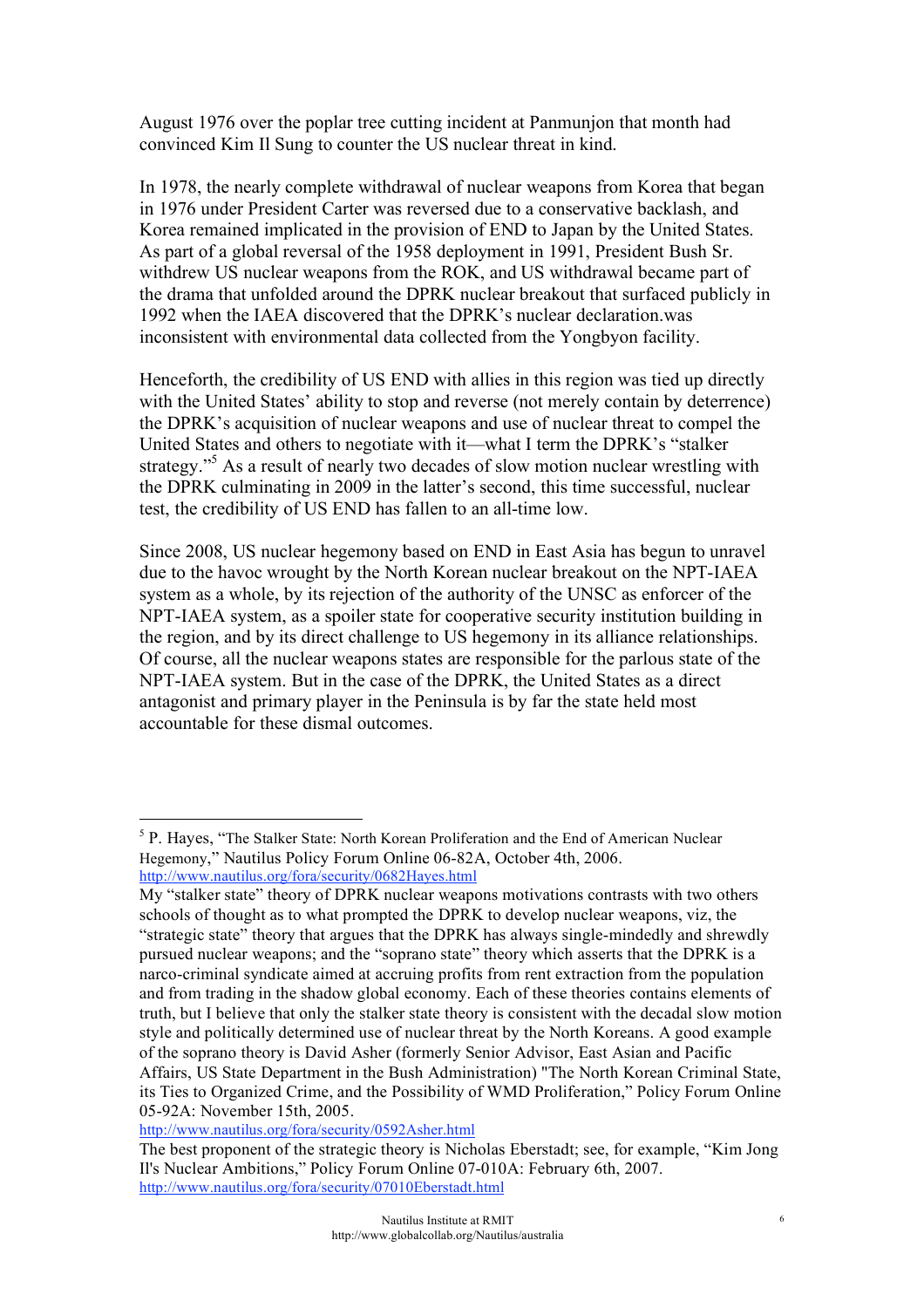August 1976 over the poplar tree cutting incident at Panmunjon that month had convinced Kim Il Sung to counter the US nuclear threat in kind.

In 1978, the nearly complete withdrawal of nuclear weapons from Korea that began in 1976 under President Carter was reversed due to a conservative backlash, and Korea remained implicated in the provision of END to Japan by the United States. As part of a global reversal of the 1958 deployment in 1991, President Bush Sr. withdrew US nuclear weapons from the ROK, and US withdrawal became part of the drama that unfolded around the DPRK nuclear breakout that surfaced publicly in 1992 when the IAEA discovered that the DPRK's nuclear declaration.was inconsistent with environmental data collected from the Yongbyon facility.

Henceforth, the credibility of US END with allies in this region was tied up directly with the United States' ability to stop and reverse (not merely contain by deterrence) the DPRK's acquisition of nuclear weapons and use of nuclear threat to compel the United States and others to negotiate with it—what I term the DPRK's "stalker strategy."[5] As a result of nearly two decades of slow motion nuclear wrestling with the DPRK culminating in 2009 in the latter's second, this time successful, nuclear test, the credibility of US END has fallen to an all-time low.

Since 2008, US nuclear hegemony based on END in East Asia has begun to unravel due to the havoc wrought by the North Korean nuclear breakout on the NPT-IAEA system as a whole, by its rejection of the authority of the UNSC as enforcer of the NPT-IAEA system, as a spoiler state for cooperative security institution building in the region, and by its direct challenge to US hegemony in its alliance relationships. Of course, all the nuclear weapons states are responsible for the parlous state of the NPT-IAEA system. But in the case of the DPRK, the United States as a direct antagonist and primary player in the Peninsula is by far the state held most accountable for these dismal outcomes.

---

[5] P. Hayes, "The Stalker State: North Korean Proliferation and the End of American Nuclear Hegemony," Nautilus Policy Forum Online 06-82A, October 4th, 2006. http://www.nautilus.org/fora/security/0682Hayes.html
My "stalker state" theory of DPRK nuclear weapons motivations contrasts with two others schools of thought as to what prompted the DPRK to develop nuclear weapons, viz, the "strategic state" theory that argues that the DPRK has always single-mindedly and shrewdly pursued nuclear weapons; and the "soprano state" theory which asserts that the DPRK is a narco-criminal syndicate aimed at accruing profits from rent extraction from the population and from trading in the shadow global economy. Each of these theories contains elements of truth, but I believe that only the stalker state theory is consistent with the decadal slow motion style and politically determined use of nuclear threat by the North Koreans. A good example of the soprano theory is David Asher (formerly Senior Advisor, East Asian and Pacific Affairs, US State Department in the Bush Administration) "The North Korean Criminal State, its Ties to Organized Crime, and the Possibility of WMD Proliferation," Policy Forum Online 05-92A: November 15th, 2005.
http://www.nautilus.org/fora/security/0592Asher.html
The best proponent of the strategic theory is Nicholas Eberstadt; see, for example, "Kim Jong Il's Nuclear Ambitions," Policy Forum Online 07-010A: February 6th, 2007.
http://www.nautilus.org/fora/security/07010Eberstadt.html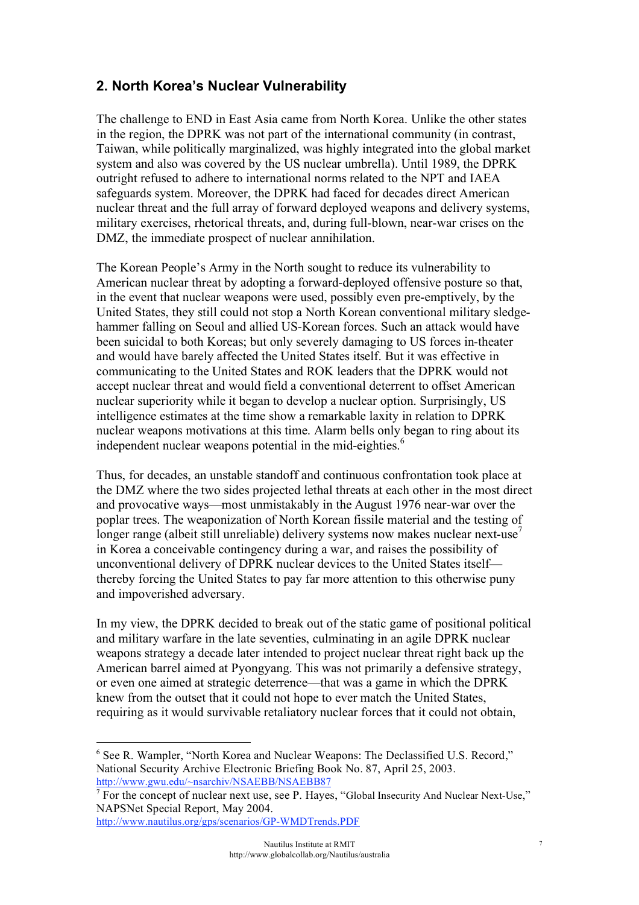## 2. North Korea's Nuclear Vulnerability

The challenge to END in East Asia came from North Korea. Unlike the other states in the region, the DPRK was not part of the international community (in contrast, Taiwan, while politically marginalized, was highly integrated into the global market system and also was covered by the US nuclear umbrella). Until 1989, the DPRK outright refused to adhere to international norms related to the NPT and IAEA safeguards system. Moreover, the DPRK had faced for decades direct American nuclear threat and the full array of forward deployed weapons and delivery systems, military exercises, rhetorical threats, and, during full-blown, near-war crises on the DMZ, the immediate prospect of nuclear annihilation.

The Korean People's Army in the North sought to reduce its vulnerability to American nuclear threat by adopting a forward-deployed offensive posture so that, in the event that nuclear weapons were used, possibly even pre-emptively, by the United States, they still could not stop a North Korean conventional military sledge-hammer falling on Seoul and allied US-Korean forces. Such an attack would have been suicidal to both Koreas; but only severely damaging to US forces in-theater and would have barely affected the United States itself. But it was effective in communicating to the United States and ROK leaders that the DPRK would not accept nuclear threat and would field a conventional deterrent to offset American nuclear superiority while it began to develop a nuclear option. Surprisingly, US intelligence estimates at the time show a remarkable laxity in relation to DPRK nuclear weapons motivations at this time. Alarm bells only began to ring about its independent nuclear weapons potential in the mid-eighties.[6]

Thus, for decades, an unstable standoff and continuous confrontation took place at the DMZ where the two sides projected lethal threats at each other in the most direct and provocative ways—most unmistakably in the August 1976 near-war over the poplar trees. The weaponization of North Korean fissile material and the testing of longer range (albeit still unreliable) delivery systems now makes nuclear next-use[7] in Korea a conceivable contingency during a war, and raises the possibility of unconventional delivery of DPRK nuclear devices to the United States itself—thereby forcing the United States to pay far more attention to this otherwise puny and impoverished adversary.

In my view, the DPRK decided to break out of the static game of positional political and military warfare in the late seventies, culminating in an agile DPRK nuclear weapons strategy a decade later intended to project nuclear threat right back up the American barrel aimed at Pyongyang. This was not primarily a defensive strategy, or even one aimed at strategic deterrence—that was a game in which the DPRK knew from the outset that it could not hope to ever match the United States, requiring as it would survivable retaliatory nuclear forces that it could not obtain,

---

[6] See R. Wampler, "North Korea and Nuclear Weapons: The Declassified U.S. Record," National Security Archive Electronic Briefing Book No. 87, April 25, 2003. http://www.gwu.edu/~nsarchiv/NSAEBB/NSAEBB87

[7] For the concept of nuclear next use, see P. Hayes, "Global Insecurity And Nuclear Next-Use," NAPSNet Special Report, May 2004. http://www.nautilus.org/gps/scenarios/GP-WMDTrends.PDF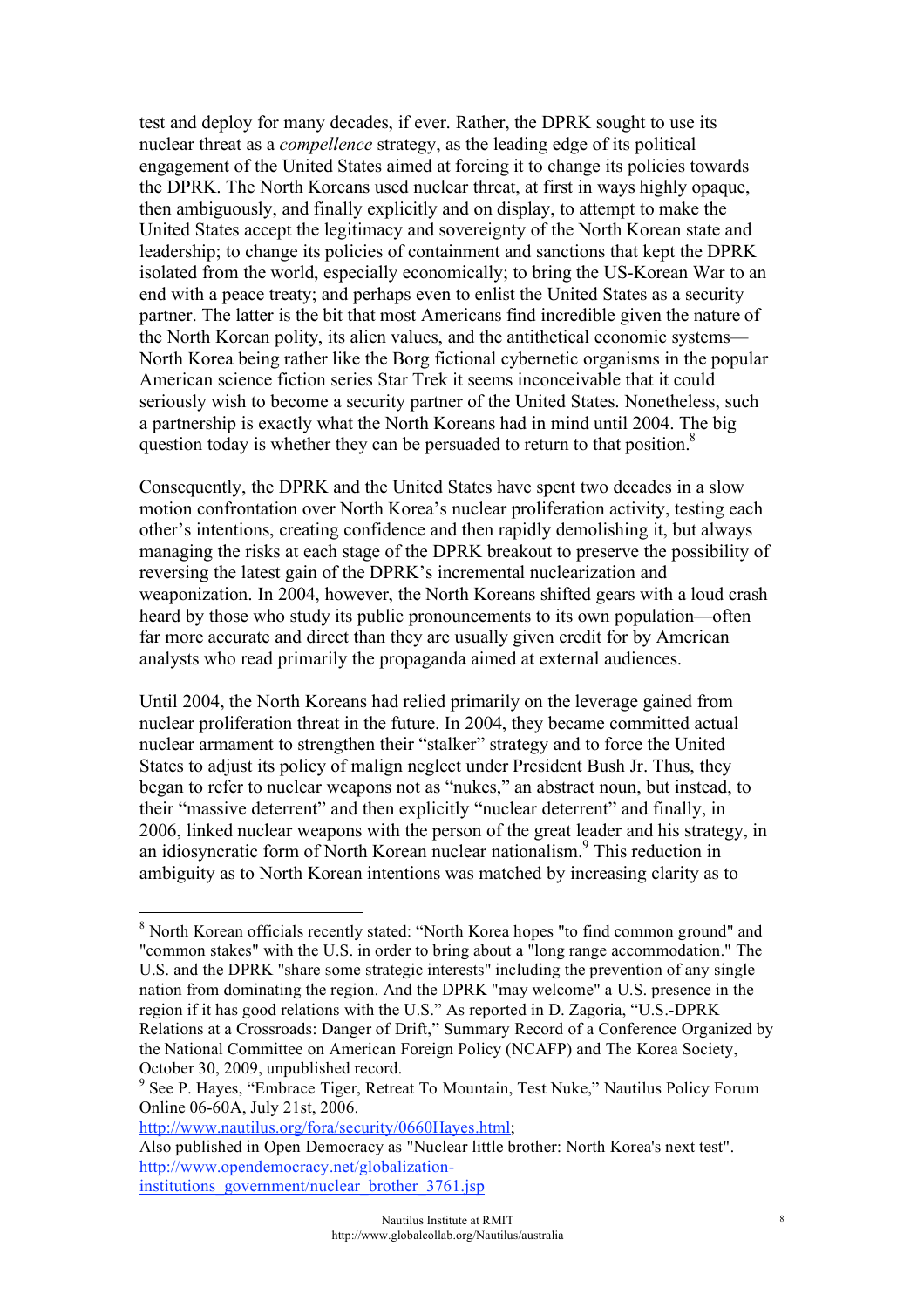test and deploy for many decades, if ever. Rather, the DPRK sought to use its nuclear threat as a *compellence* strategy, as the leading edge of its political engagement of the United States aimed at forcing it to change its policies towards the DPRK. The North Koreans used nuclear threat, at first in ways highly opaque, then ambiguously, and finally explicitly and on display, to attempt to make the United States accept the legitimacy and sovereignty of the North Korean state and leadership; to change its policies of containment and sanctions that kept the DPRK isolated from the world, especially economically; to bring the US-Korean War to an end with a peace treaty; and perhaps even to enlist the United States as a security partner. The latter is the bit that most Americans find incredible given the nature of the North Korean polity, its alien values, and the antithetical economic systems—North Korea being rather like the Borg fictional cybernetic organisms in the popular American science fiction series Star Trek it seems inconceivable that it could seriously wish to become a security partner of the United States. Nonetheless, such a partnership is exactly what the North Koreans had in mind until 2004. The big question today is whether they can be persuaded to return to that position.[8]

Consequently, the DPRK and the United States have spent two decades in a slow motion confrontation over North Korea's nuclear proliferation activity, testing each other's intentions, creating confidence and then rapidly demolishing it, but always managing the risks at each stage of the DPRK breakout to preserve the possibility of reversing the latest gain of the DPRK's incremental nuclearization and weaponization. In 2004, however, the North Koreans shifted gears with a loud crash heard by those who study its public pronouncements to its own population—often far more accurate and direct than they are usually given credit for by American analysts who read primarily the propaganda aimed at external audiences.

Until 2004, the North Koreans had relied primarily on the leverage gained from nuclear proliferation threat in the future. In 2004, they became committed actual nuclear armament to strengthen their "stalker" strategy and to force the United States to adjust its policy of malign neglect under President Bush Jr. Thus, they began to refer to nuclear weapons not as "nukes," an abstract noun, but instead, to their "massive deterrent" and then explicitly "nuclear deterrent" and finally, in 2006, linked nuclear weapons with the person of the great leader and his strategy, in an idiosyncratic form of North Korean nuclear nationalism.[9] This reduction in ambiguity as to North Korean intentions was matched by increasing clarity as to

---

[8] North Korean officials recently stated: "North Korea hopes "to find common ground" and "common stakes" with the U.S. in order to bring about a "long range accommodation." The U.S. and the DPRK "share some strategic interests" including the prevention of any single nation from dominating the region. And the DPRK "may welcome" a U.S. presence in the region if it has good relations with the U.S." As reported in D. Zagoria, "U.S.-DPRK Relations at a Crossroads: Danger of Drift," Summary Record of a Conference Organized by the National Committee on American Foreign Policy (NCAFP) and The Korea Society, October 30, 2009, unpublished record.

[9] See P. Hayes, "Embrace Tiger, Retreat To Mountain, Test Nuke," Nautilus Policy Forum Online 06-60A, July 21st, 2006.
http://www.nautilus.org/fora/security/0660Hayes.html;
Also published in Open Democracy as "Nuclear little brother: North Korea's next test".
http://www.opendemocracy.net/globalization-institutions_government/nuclear_brother_3761.jsp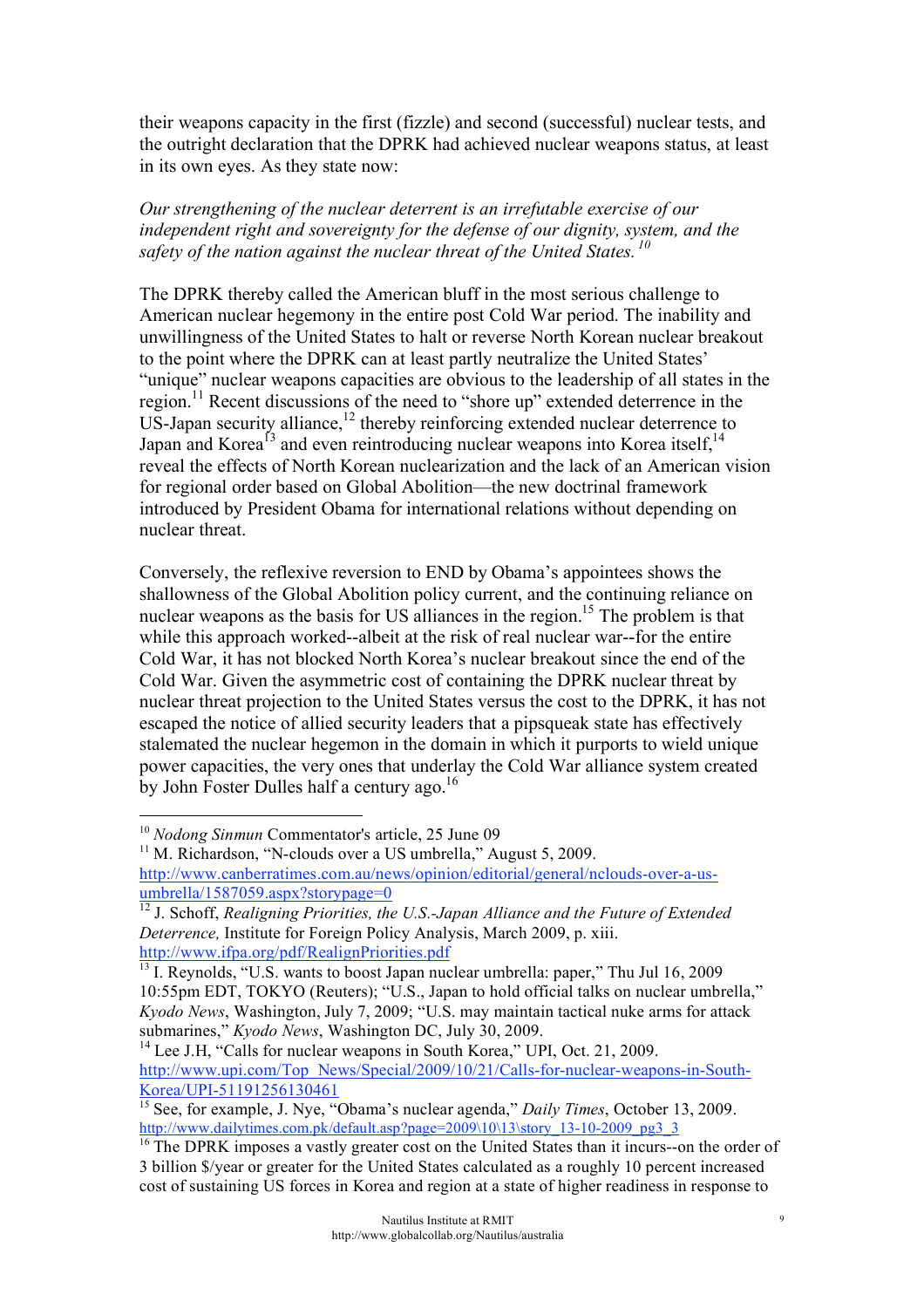their weapons capacity in the first (fizzle) and second (successful) nuclear tests, and the outright declaration that the DPRK had achieved nuclear weapons status, at least in its own eyes. As they state now:

*Our strengthening of the nuclear deterrent is an irrefutable exercise of our independent right and sovereignty for the defense of our dignity, system, and the safety of the nation against the nuclear threat of the United States.*[10]

The DPRK thereby called the American bluff in the most serious challenge to American nuclear hegemony in the entire post Cold War period. The inability and unwillingness of the United States to halt or reverse North Korean nuclear breakout to the point where the DPRK can at least partly neutralize the United States' "unique" nuclear weapons capacities are obvious to the leadership of all states in the region.[11] Recent discussions of the need to "shore up" extended deterrence in the US-Japan security alliance,[12] thereby reinforcing extended nuclear deterrence to Japan and Korea[13] and even reintroducing nuclear weapons into Korea itself,[14] reveal the effects of North Korean nuclearization and the lack of an American vision for regional order based on Global Abolition—the new doctrinal framework introduced by President Obama for international relations without depending on nuclear threat.

Conversely, the reflexive reversion to END by Obama's appointees shows the shallowness of the Global Abolition policy current, and the continuing reliance on nuclear weapons as the basis for US alliances in the region.[15] The problem is that while this approach worked--albeit at the risk of real nuclear war--for the entire Cold War, it has not blocked North Korea's nuclear breakout since the end of the Cold War. Given the asymmetric cost of containing the DPRK nuclear threat by nuclear threat projection to the United States versus the cost to the DPRK, it has not escaped the notice of allied security leaders that a pipsqueak state has effectively stalemated the nuclear hegemon in the domain in which it purports to wield unique power capacities, the very ones that underlay the Cold War alliance system created by John Foster Dulles half a century ago.[16]

---

[10] *Nodong Sinmun* Commentator's article, 25 June 09

[11] M. Richardson, "N-clouds over a US umbrella," August 5, 2009. http://www.canberratimes.com.au/news/opinion/editorial/general/nclouds-over-a-us-umbrella/1587059.aspx?storypage=0

[12] J. Schoff, *Realigning Priorities, the U.S.-Japan Alliance and the Future of Extended Deterrence,* Institute for Foreign Policy Analysis, March 2009, p. xiii. http://www.ifpa.org/pdf/RealignPriorities.pdf

[13] I. Reynolds, "U.S. wants to boost Japan nuclear umbrella: paper," Thu Jul 16, 2009 10:55pm EDT, TOKYO (Reuters); "U.S., Japan to hold official talks on nuclear umbrella," *Kyodo News*, Washington, July 7, 2009; "U.S. may maintain tactical nuke arms for attack submarines," *Kyodo News*, Washington DC, July 30, 2009.

[14] Lee J.H, "Calls for nuclear weapons in South Korea," UPI, Oct. 21, 2009. http://www.upi.com/Top_News/Special/2009/10/21/Calls-for-nuclear-weapons-in-South-Korea/UPI-51191256130461

[15] See, for example, J. Nye, "Obama's nuclear agenda," *Daily Times*, October 13, 2009. http://www.dailytimes.com.pk/default.asp?page=2009\10\13\story_13-10-2009_pg3_3

[16] The DPRK imposes a vastly greater cost on the United States than it incurs--on the order of 3 billion $/year or greater for the United States calculated as a roughly 10 percent increased cost of sustaining US forces in Korea and region at a state of higher readiness in response to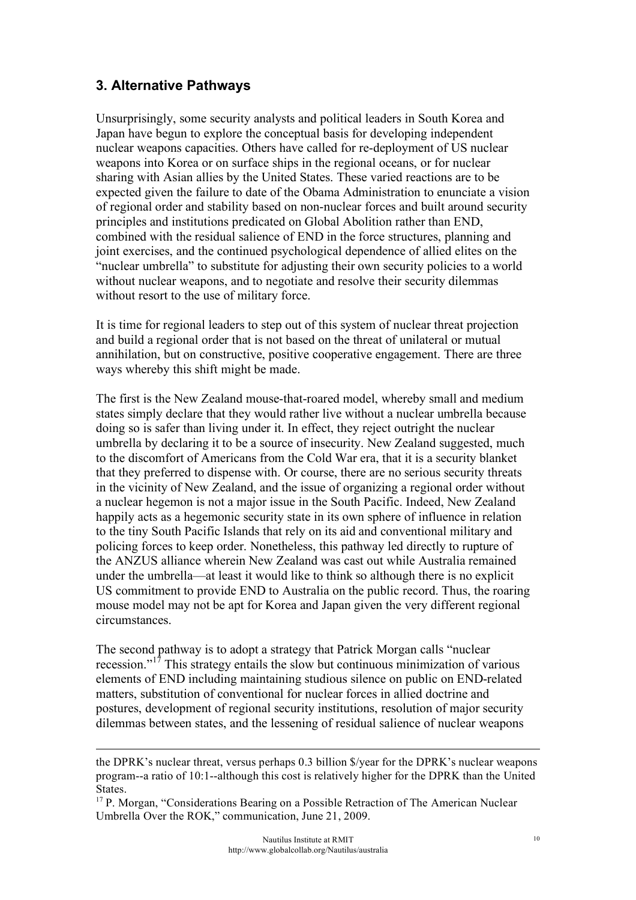## 3. Alternative Pathways

Unsurprisingly, some security analysts and political leaders in South Korea and Japan have begun to explore the conceptual basis for developing independent nuclear weapons capacities. Others have called for re-deployment of US nuclear weapons into Korea or on surface ships in the regional oceans, or for nuclear sharing with Asian allies by the United States. These varied reactions are to be expected given the failure to date of the Obama Administration to enunciate a vision of regional order and stability based on non-nuclear forces and built around security principles and institutions predicated on Global Abolition rather than END, combined with the residual salience of END in the force structures, planning and joint exercises, and the continued psychological dependence of allied elites on the "nuclear umbrella" to substitute for adjusting their own security policies to a world without nuclear weapons, and to negotiate and resolve their security dilemmas without resort to the use of military force.

It is time for regional leaders to step out of this system of nuclear threat projection and build a regional order that is not based on the threat of unilateral or mutual annihilation, but on constructive, positive cooperative engagement. There are three ways whereby this shift might be made.

The first is the New Zealand mouse-that-roared model, whereby small and medium states simply declare that they would rather live without a nuclear umbrella because doing so is safer than living under it. In effect, they reject outright the nuclear umbrella by declaring it to be a source of insecurity. New Zealand suggested, much to the discomfort of Americans from the Cold War era, that it is a security blanket that they preferred to dispense with. Or course, there are no serious security threats in the vicinity of New Zealand, and the issue of organizing a regional order without a nuclear hegemon is not a major issue in the South Pacific. Indeed, New Zealand happily acts as a hegemonic security state in its own sphere of influence in relation to the tiny South Pacific Islands that rely on its aid and conventional military and policing forces to keep order. Nonetheless, this pathway led directly to rupture of the ANZUS alliance wherein New Zealand was cast out while Australia remained under the umbrella—at least it would like to think so although there is no explicit US commitment to provide END to Australia on the public record. Thus, the roaring mouse model may not be apt for Korea and Japan given the very different regional circumstances.

The second pathway is to adopt a strategy that Patrick Morgan calls "nuclear recession."[17] This strategy entails the slow but continuous minimization of various elements of END including maintaining studious silence on public on END-related matters, substitution of conventional for nuclear forces in allied doctrine and postures, development of regional security institutions, resolution of major security dilemmas between states, and the lessening of residual salience of nuclear weapons

---

the DPRK's nuclear threat, versus perhaps 0.3 billion $/year for the DPRK's nuclear weapons program--a ratio of 10:1--although this cost is relatively higher for the DPRK than the United States.

[17] P. Morgan, "Considerations Bearing on a Possible Retraction of The American Nuclear Umbrella Over the ROK," communication, June 21, 2009.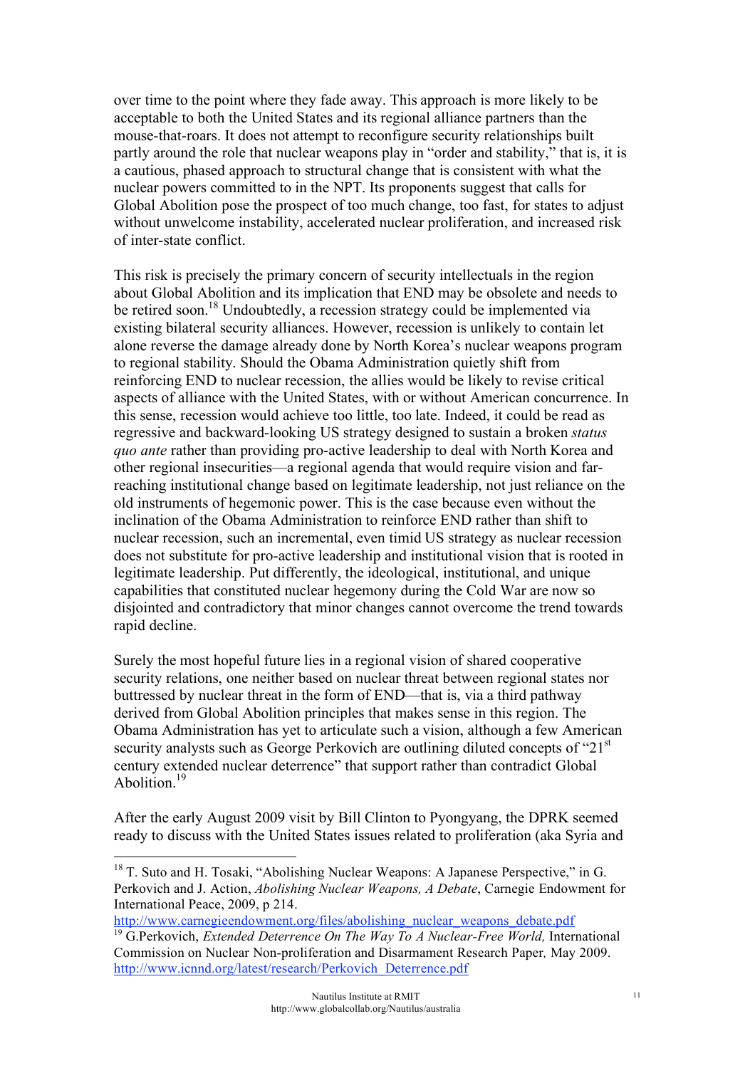over time to the point where they fade away. This approach is more likely to be acceptable to both the United States and its regional alliance partners than the mouse-that-roars. It does not attempt to reconfigure security relationships built partly around the role that nuclear weapons play in "order and stability," that is, it is a cautious, phased approach to structural change that is consistent with what the nuclear powers committed to in the NPT. Its proponents suggest that calls for Global Abolition pose the prospect of too much change, too fast, for states to adjust without unwelcome instability, accelerated nuclear proliferation, and increased risk of inter-state conflict.

This risk is precisely the primary concern of security intellectuals in the region about Global Abolition and its implication that END may be obsolete and needs to be retired soon.[18] Undoubtedly, a recession strategy could be implemented via existing bilateral security alliances. However, recession is unlikely to contain let alone reverse the damage already done by North Korea's nuclear weapons program to regional stability. Should the Obama Administration quietly shift from reinforcing END to nuclear recession, the allies would be likely to revise critical aspects of alliance with the United States, with or without American concurrence. In this sense, recession would achieve too little, too late. Indeed, it could be read as regressive and backward-looking US strategy designed to sustain a broken *status quo ante* rather than providing pro-active leadership to deal with North Korea and other regional insecurities—a regional agenda that would require vision and far-reaching institutional change based on legitimate leadership, not just reliance on the old instruments of hegemonic power. This is the case because even without the inclination of the Obama Administration to reinforce END rather than shift to nuclear recession, such an incremental, even timid US strategy as nuclear recession does not substitute for pro-active leadership and institutional vision that is rooted in legitimate leadership. Put differently, the ideological, institutional, and unique capabilities that constituted nuclear hegemony during the Cold War are now so disjointed and contradictory that minor changes cannot overcome the trend towards rapid decline.

Surely the most hopeful future lies in a regional vision of shared cooperative security relations, one neither based on nuclear threat between regional states nor buttressed by nuclear threat in the form of END—that is, via a third pathway derived from Global Abolition principles that makes sense in this region. The Obama Administration has yet to articulate such a vision, although a few American security analysts such as George Perkovich are outlining diluted concepts of "21st century extended nuclear deterrence" that support rather than contradict Global Abolition.[19]

After the early August 2009 visit by Bill Clinton to Pyongyang, the DPRK seemed ready to discuss with the United States issues related to proliferation (aka Syria and

---

[18] T. Suto and H. Tosaki, "Abolishing Nuclear Weapons: A Japanese Perspective," in G. Perkovich and J. Action, *Abolishing Nuclear Weapons, A Debate*, Carnegie Endowment for International Peace, 2009, p 214. http://www.carnegieendowment.org/files/abolishing_nuclear_weapons_debate.pdf

[19] G.Perkovich, *Extended Deterrence On The Way To A Nuclear-Free World,* International Commission on Nuclear Non-proliferation and Disarmament Research Paper*,* May 2009. http://www.icnnd.org/latest/research/Perkovich_Deterrence.pdf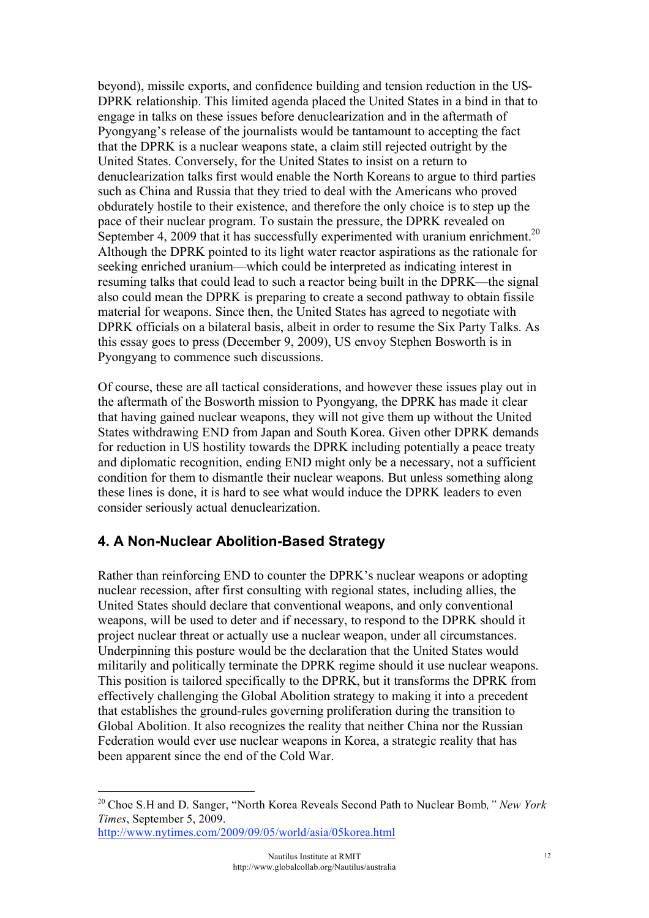beyond), missile exports, and confidence building and tension reduction in the US-DPRK relationship. This limited agenda placed the United States in a bind in that to engage in talks on these issues before denuclearization and in the aftermath of Pyongyang's release of the journalists would be tantamount to accepting the fact that the DPRK is a nuclear weapons state, a claim still rejected outright by the United States. Conversely, for the United States to insist on a return to denuclearization talks first would enable the North Koreans to argue to third parties such as China and Russia that they tried to deal with the Americans who proved obdurately hostile to their existence, and therefore the only choice is to step up the pace of their nuclear program. To sustain the pressure, the DPRK revealed on September 4, 2009 that it has successfully experimented with uranium enrichment.[20] Although the DPRK pointed to its light water reactor aspirations as the rationale for seeking enriched uranium—which could be interpreted as indicating interest in resuming talks that could lead to such a reactor being built in the DPRK—the signal also could mean the DPRK is preparing to create a second pathway to obtain fissile material for weapons. Since then, the United States has agreed to negotiate with DPRK officials on a bilateral basis, albeit in order to resume the Six Party Talks. As this essay goes to press (December 9, 2009), US envoy Stephen Bosworth is in Pyongyang to commence such discussions.

Of course, these are all tactical considerations, and however these issues play out in the aftermath of the Bosworth mission to Pyongyang, the DPRK has made it clear that having gained nuclear weapons, they will not give them up without the United States withdrawing END from Japan and South Korea. Given other DPRK demands for reduction in US hostility towards the DPRK including potentially a peace treaty and diplomatic recognition, ending END might only be a necessary, not a sufficient condition for them to dismantle their nuclear weapons. But unless something along these lines is done, it is hard to see what would induce the DPRK leaders to even consider seriously actual denuclearization.

## 4. A Non-Nuclear Abolition-Based Strategy

Rather than reinforcing END to counter the DPRK's nuclear weapons or adopting nuclear recession, after first consulting with regional states, including allies, the United States should declare that conventional weapons, and only conventional weapons, will be used to deter and if necessary, to respond to the DPRK should it project nuclear threat or actually use a nuclear weapon, under all circumstances. Underpinning this posture would be the declaration that the United States would militarily and politically terminate the DPRK regime should it use nuclear weapons. This position is tailored specifically to the DPRK, but it transforms the DPRK from effectively challenging the Global Abolition strategy to making it into a precedent that establishes the ground-rules governing proliferation during the transition to Global Abolition. It also recognizes the reality that neither China nor the Russian Federation would ever use nuclear weapons in Korea, a strategic reality that has been apparent since the end of the Cold War.

---

[20] Choe S.H and D. Sanger, "North Korea Reveals Second Path to Nuclear Bomb*," New York Times*, September 5, 2009. http://www.nytimes.com/2009/09/05/world/asia/05korea.html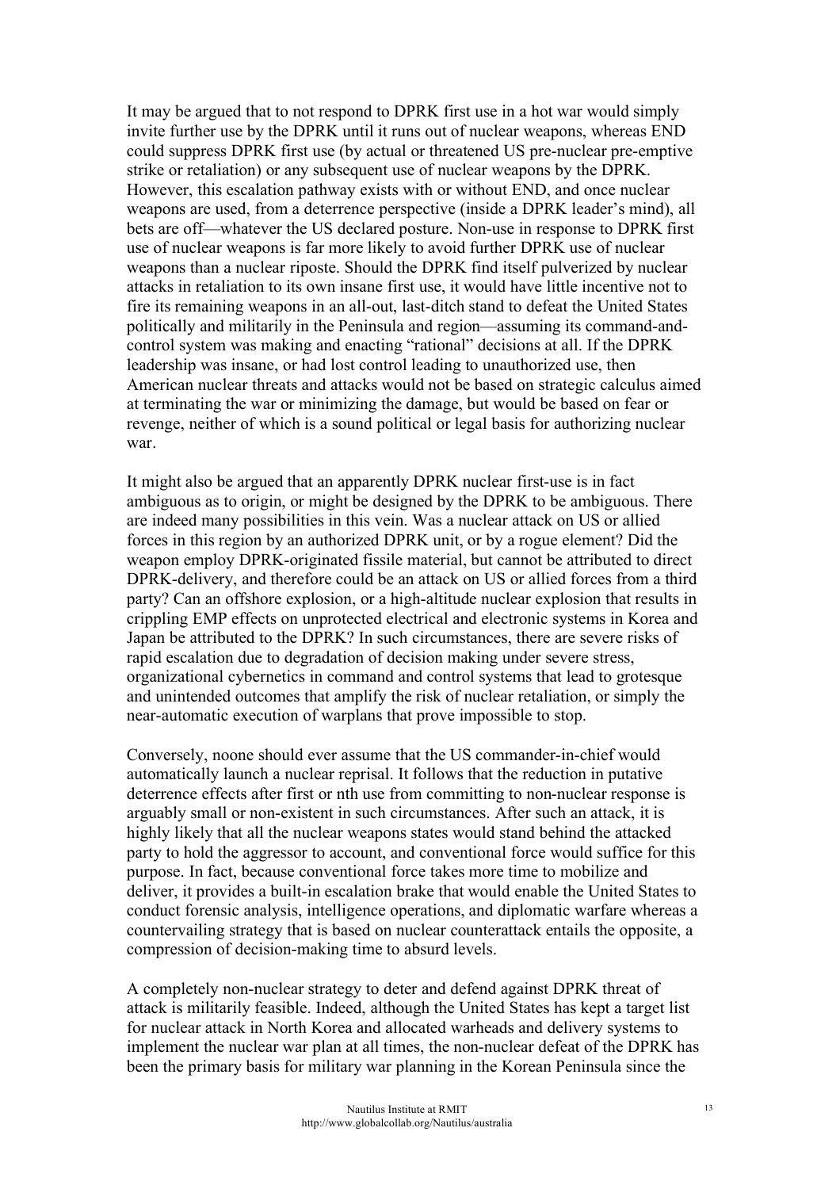It may be argued that to not respond to DPRK first use in a hot war would simply invite further use by the DPRK until it runs out of nuclear weapons, whereas END could suppress DPRK first use (by actual or threatened US pre-nuclear pre-emptive strike or retaliation) or any subsequent use of nuclear weapons by the DPRK. However, this escalation pathway exists with or without END, and once nuclear weapons are used, from a deterrence perspective (inside a DPRK leader's mind), all bets are off—whatever the US declared posture. Non-use in response to DPRK first use of nuclear weapons is far more likely to avoid further DPRK use of nuclear weapons than a nuclear riposte. Should the DPRK find itself pulverized by nuclear attacks in retaliation to its own insane first use, it would have little incentive not to fire its remaining weapons in an all-out, last-ditch stand to defeat the United States politically and militarily in the Peninsula and region—assuming its command-and-control system was making and enacting "rational" decisions at all. If the DPRK leadership was insane, or had lost control leading to unauthorized use, then American nuclear threats and attacks would not be based on strategic calculus aimed at terminating the war or minimizing the damage, but would be based on fear or revenge, neither of which is a sound political or legal basis for authorizing nuclear war.

It might also be argued that an apparently DPRK nuclear first-use is in fact ambiguous as to origin, or might be designed by the DPRK to be ambiguous. There are indeed many possibilities in this vein. Was a nuclear attack on US or allied forces in this region by an authorized DPRK unit, or by a rogue element? Did the weapon employ DPRK-originated fissile material, but cannot be attributed to direct DPRK-delivery, and therefore could be an attack on US or allied forces from a third party? Can an offshore explosion, or a high-altitude nuclear explosion that results in crippling EMP effects on unprotected electrical and electronic systems in Korea and Japan be attributed to the DPRK? In such circumstances, there are severe risks of rapid escalation due to degradation of decision making under severe stress, organizational cybernetics in command and control systems that lead to grotesque and unintended outcomes that amplify the risk of nuclear retaliation, or simply the near-automatic execution of warplans that prove impossible to stop.

Conversely, noone should ever assume that the US commander-in-chief would automatically launch a nuclear reprisal. It follows that the reduction in putative deterrence effects after first or nth use from committing to non-nuclear response is arguably small or non-existent in such circumstances. After such an attack, it is highly likely that all the nuclear weapons states would stand behind the attacked party to hold the aggressor to account, and conventional force would suffice for this purpose. In fact, because conventional force takes more time to mobilize and deliver, it provides a built-in escalation brake that would enable the United States to conduct forensic analysis, intelligence operations, and diplomatic warfare whereas a countervailing strategy that is based on nuclear counterattack entails the opposite, a compression of decision-making time to absurd levels.

A completely non-nuclear strategy to deter and defend against DPRK threat of attack is militarily feasible. Indeed, although the United States has kept a target list for nuclear attack in North Korea and allocated warheads and delivery systems to implement the nuclear war plan at all times, the non-nuclear defeat of the DPRK has been the primary basis for military war planning in the Korean Peninsula since the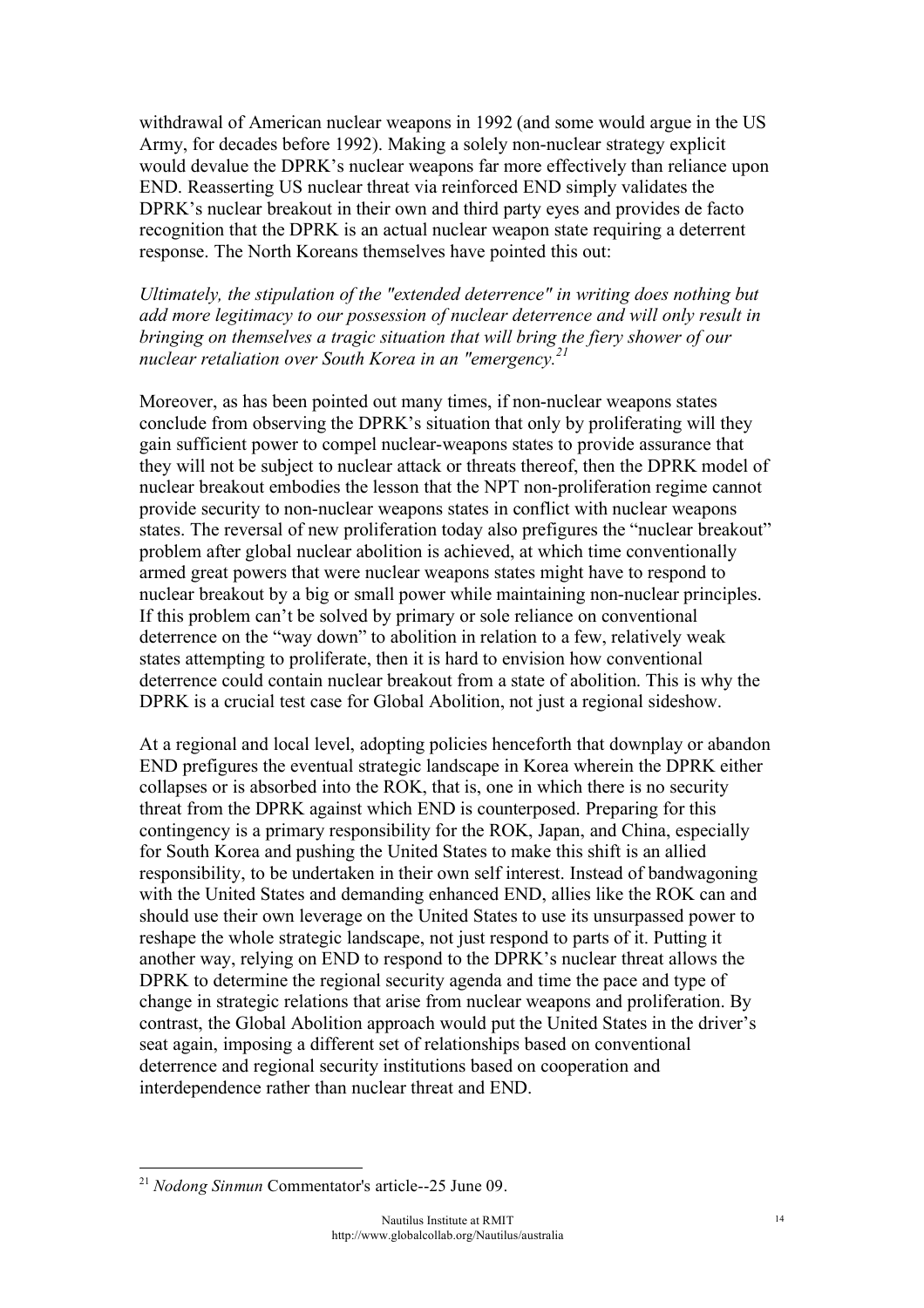withdrawal of American nuclear weapons in 1992 (and some would argue in the US Army, for decades before 1992). Making a solely non-nuclear strategy explicit would devalue the DPRK's nuclear weapons far more effectively than reliance upon END. Reasserting US nuclear threat via reinforced END simply validates the DPRK's nuclear breakout in their own and third party eyes and provides de facto recognition that the DPRK is an actual nuclear weapon state requiring a deterrent response. The North Koreans themselves have pointed this out:

*Ultimately, the stipulation of the "extended deterrence" in writing does nothing but add more legitimacy to our possession of nuclear deterrence and will only result in bringing on themselves a tragic situation that will bring the fiery shower of our nuclear retaliation over South Korea in an "emergency.*[21]

Moreover, as has been pointed out many times, if non-nuclear weapons states conclude from observing the DPRK's situation that only by proliferating will they gain sufficient power to compel nuclear-weapons states to provide assurance that they will not be subject to nuclear attack or threats thereof, then the DPRK model of nuclear breakout embodies the lesson that the NPT non-proliferation regime cannot provide security to non-nuclear weapons states in conflict with nuclear weapons states. The reversal of new proliferation today also prefigures the "nuclear breakout" problem after global nuclear abolition is achieved, at which time conventionally armed great powers that were nuclear weapons states might have to respond to nuclear breakout by a big or small power while maintaining non-nuclear principles. If this problem can't be solved by primary or sole reliance on conventional deterrence on the "way down" to abolition in relation to a few, relatively weak states attempting to proliferate, then it is hard to envision how conventional deterrence could contain nuclear breakout from a state of abolition. This is why the DPRK is a crucial test case for Global Abolition, not just a regional sideshow.

At a regional and local level, adopting policies henceforth that downplay or abandon END prefigures the eventual strategic landscape in Korea wherein the DPRK either collapses or is absorbed into the ROK, that is, one in which there is no security threat from the DPRK against which END is counterposed. Preparing for this contingency is a primary responsibility for the ROK, Japan, and China, especially for South Korea and pushing the United States to make this shift is an allied responsibility, to be undertaken in their own self interest. Instead of bandwagoning with the United States and demanding enhanced END, allies like the ROK can and should use their own leverage on the United States to use its unsurpassed power to reshape the whole strategic landscape, not just respond to parts of it. Putting it another way, relying on END to respond to the DPRK's nuclear threat allows the DPRK to determine the regional security agenda and time the pace and type of change in strategic relations that arise from nuclear weapons and proliferation. By contrast, the Global Abolition approach would put the United States in the driver's seat again, imposing a different set of relationships based on conventional deterrence and regional security institutions based on cooperation and interdependence rather than nuclear threat and END.

---

[21] *Nodong Sinmun* Commentator's article--25 June 09.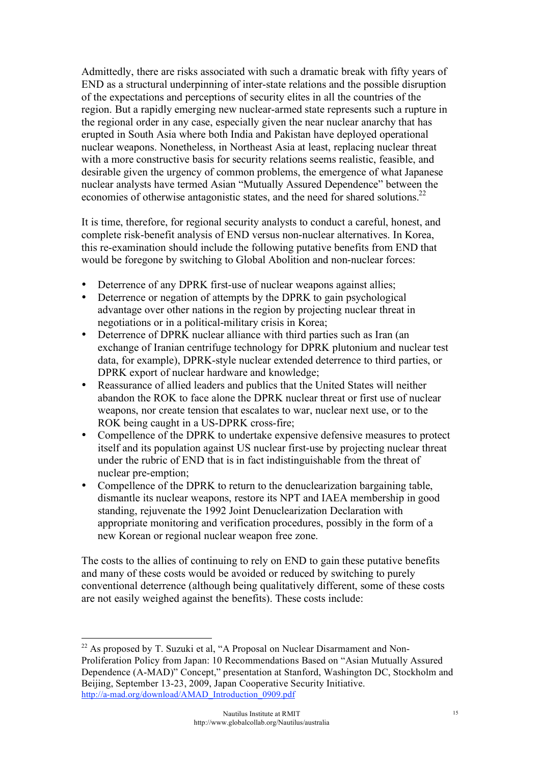Admittedly, there are risks associated with such a dramatic break with fifty years of END as a structural underpinning of inter-state relations and the possible disruption of the expectations and perceptions of security elites in all the countries of the region. But a rapidly emerging new nuclear-armed state represents such a rupture in the regional order in any case, especially given the near nuclear anarchy that has erupted in South Asia where both India and Pakistan have deployed operational nuclear weapons. Nonetheless, in Northeast Asia at least, replacing nuclear threat with a more constructive basis for security relations seems realistic, feasible, and desirable given the urgency of common problems, the emergence of what Japanese nuclear analysts have termed Asian "Mutually Assured Dependence" between the economies of otherwise antagonistic states, and the need for shared solutions.[22]

It is time, therefore, for regional security analysts to conduct a careful, honest, and complete risk-benefit analysis of END versus non-nuclear alternatives. In Korea, this re-examination should include the following putative benefits from END that would be foregone by switching to Global Abolition and non-nuclear forces:

- Deterrence of any DPRK first-use of nuclear weapons against allies;
- Deterrence or negation of attempts by the DPRK to gain psychological advantage over other nations in the region by projecting nuclear threat in negotiations or in a political-military crisis in Korea;
- Deterrence of DPRK nuclear alliance with third parties such as Iran (an exchange of Iranian centrifuge technology for DPRK plutonium and nuclear test data, for example), DPRK-style nuclear extended deterrence to third parties, or DPRK export of nuclear hardware and knowledge;
- Reassurance of allied leaders and publics that the United States will neither abandon the ROK to face alone the DPRK nuclear threat or first use of nuclear weapons, nor create tension that escalates to war, nuclear next use, or to the ROK being caught in a US-DPRK cross-fire;
- Compellence of the DPRK to undertake expensive defensive measures to protect itself and its population against US nuclear first-use by projecting nuclear threat under the rubric of END that is in fact indistinguishable from the threat of nuclear pre-emption;
- Compellence of the DPRK to return to the denuclearization bargaining table, dismantle its nuclear weapons, restore its NPT and IAEA membership in good standing, rejuvenate the 1992 Joint Denuclearization Declaration with appropriate monitoring and verification procedures, possibly in the form of a new Korean or regional nuclear weapon free zone.

The costs to the allies of continuing to rely on END to gain these putative benefits and many of these costs would be avoided or reduced by switching to purely conventional deterrence (although being qualitatively different, some of these costs are not easily weighed against the benefits). These costs include:

---

[22] As proposed by T. Suzuki et al, "A Proposal on Nuclear Disarmament and Non-Proliferation Policy from Japan: 10 Recommendations Based on "Asian Mutually Assured Dependence (A-MAD)" Concept," presentation at Stanford, Washington DC, Stockholm and Beijing, September 13-23, 2009, Japan Cooperative Security Initiative. http://a-mad.org/download/AMAD_Introduction_0909.pdf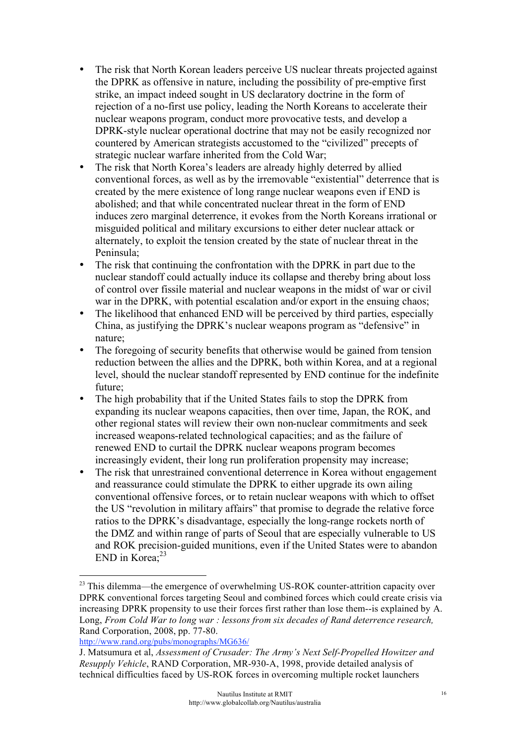- The risk that North Korean leaders perceive US nuclear threats projected against the DPRK as offensive in nature, including the possibility of pre-emptive first strike, an impact indeed sought in US declaratory doctrine in the form of rejection of a no-first use policy, leading the North Koreans to accelerate their nuclear weapons program, conduct more provocative tests, and develop a DPRK-style nuclear operational doctrine that may not be easily recognized nor countered by American strategists accustomed to the "civilized" precepts of strategic nuclear warfare inherited from the Cold War;
- The risk that North Korea's leaders are already highly deterred by allied conventional forces, as well as by the irremovable "existential" deterrence that is created by the mere existence of long range nuclear weapons even if END is abolished; and that while concentrated nuclear threat in the form of END induces zero marginal deterrence, it evokes from the North Koreans irrational or misguided political and military excursions to either deter nuclear attack or alternately, to exploit the tension created by the state of nuclear threat in the Peninsula;
- The risk that continuing the confrontation with the DPRK in part due to the nuclear standoff could actually induce its collapse and thereby bring about loss of control over fissile material and nuclear weapons in the midst of war or civil war in the DPRK, with potential escalation and/or export in the ensuing chaos;
- The likelihood that enhanced END will be perceived by third parties, especially China, as justifying the DPRK's nuclear weapons program as "defensive" in nature;
- The foregoing of security benefits that otherwise would be gained from tension reduction between the allies and the DPRK, both within Korea, and at a regional level, should the nuclear standoff represented by END continue for the indefinite future;
- The high probability that if the United States fails to stop the DPRK from expanding its nuclear weapons capacities, then over time, Japan, the ROK, and other regional states will review their own non-nuclear commitments and seek increased weapons-related technological capacities; and as the failure of renewed END to curtail the DPRK nuclear weapons program becomes increasingly evident, their long run proliferation propensity may increase;
- The risk that unrestrained conventional deterrence in Korea without engagement and reassurance could stimulate the DPRK to either upgrade its own ailing conventional offensive forces, or to retain nuclear weapons with which to offset the US "revolution in military affairs" that promise to degrade the relative force ratios to the DPRK's disadvantage, especially the long-range rockets north of the DMZ and within range of parts of Seoul that are especially vulnerable to US and ROK precision-guided munitions, even if the United States were to abandon END in Korea;[23]

---

[23] This dilemma—the emergence of overwhelming US-ROK counter-attrition capacity over DPRK conventional forces targeting Seoul and combined forces which could create crisis via increasing DPRK propensity to use their forces first rather than lose them--is explained by A. Long, *From Cold War to long war : lessons from six decades of Rand deterrence research,* Rand Corporation, 2008, pp. 77-80.
http://www.rand.org/pubs/monographs/MG636/
J. Matsumura et al, *Assessment of Crusader: The Army's Next Self-Propelled Howitzer and Resupply Vehicle*, RAND Corporation, MR-930-A, 1998, provide detailed analysis of technical difficulties faced by US-ROK forces in overcoming multiple rocket launchers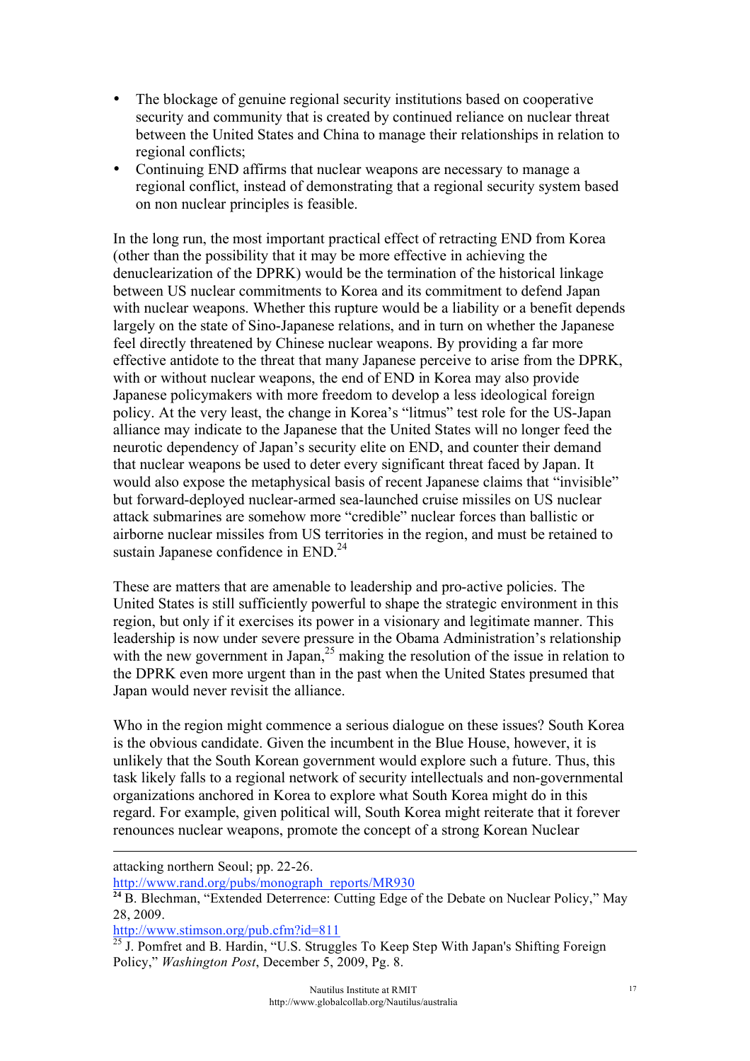- The blockage of genuine regional security institutions based on cooperative security and community that is created by continued reliance on nuclear threat between the United States and China to manage their relationships in relation to regional conflicts;
- Continuing END affirms that nuclear weapons are necessary to manage a regional conflict, instead of demonstrating that a regional security system based on non nuclear principles is feasible.

In the long run, the most important practical effect of retracting END from Korea (other than the possibility that it may be more effective in achieving the denuclearization of the DPRK) would be the termination of the historical linkage between US nuclear commitments to Korea and its commitment to defend Japan with nuclear weapons. Whether this rupture would be a liability or a benefit depends largely on the state of Sino-Japanese relations, and in turn on whether the Japanese feel directly threatened by Chinese nuclear weapons. By providing a far more effective antidote to the threat that many Japanese perceive to arise from the DPRK, with or without nuclear weapons, the end of END in Korea may also provide Japanese policymakers with more freedom to develop a less ideological foreign policy. At the very least, the change in Korea's "litmus" test role for the US-Japan alliance may indicate to the Japanese that the United States will no longer feed the neurotic dependency of Japan's security elite on END, and counter their demand that nuclear weapons be used to deter every significant threat faced by Japan. It would also expose the metaphysical basis of recent Japanese claims that "invisible" but forward-deployed nuclear-armed sea-launched cruise missiles on US nuclear attack submarines are somehow more "credible" nuclear forces than ballistic or airborne nuclear missiles from US territories in the region, and must be retained to sustain Japanese confidence in END.[24]

These are matters that are amenable to leadership and pro-active policies. The United States is still sufficiently powerful to shape the strategic environment in this region, but only if it exercises its power in a visionary and legitimate manner. This leadership is now under severe pressure in the Obama Administration's relationship with the new government in Japan,[25] making the resolution of the issue in relation to the DPRK even more urgent than in the past when the United States presumed that Japan would never revisit the alliance.

Who in the region might commence a serious dialogue on these issues? South Korea is the obvious candidate. Given the incumbent in the Blue House, however, it is unlikely that the South Korean government would explore such a future. Thus, this task likely falls to a regional network of security intellectuals and non-governmental organizations anchored in Korea to explore what South Korea might do in this regard. For example, given political will, South Korea might reiterate that it forever renounces nuclear weapons, promote the concept of a strong Korean Nuclear

---

attacking northern Seoul; pp. 22-26.
http://www.rand.org/pubs/monograph_reports/MR930

[24] B. Blechman, "Extended Deterrence: Cutting Edge of the Debate on Nuclear Policy," May 28, 2009.
http://www.stimson.org/pub.cfm?id=811

[25] J. Pomfret and B. Hardin, "U.S. Struggles To Keep Step With Japan's Shifting Foreign Policy," *Washington Post*, December 5, 2009, Pg. 8.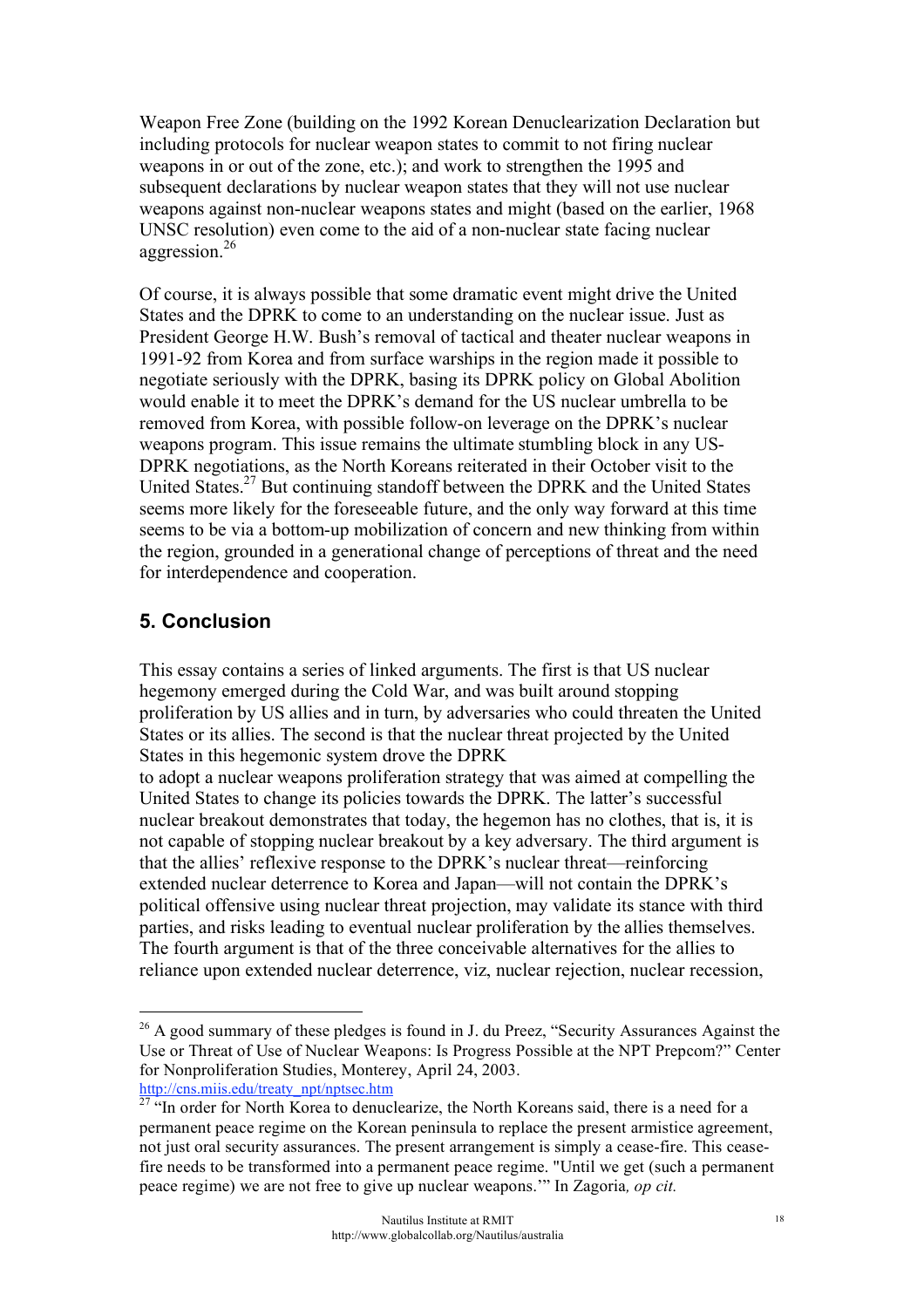Weapon Free Zone (building on the 1992 Korean Denuclearization Declaration but including protocols for nuclear weapon states to commit to not firing nuclear weapons in or out of the zone, etc.); and work to strengthen the 1995 and subsequent declarations by nuclear weapon states that they will not use nuclear weapons against non-nuclear weapons states and might (based on the earlier, 1968 UNSC resolution) even come to the aid of a non-nuclear state facing nuclear aggression.[26]

Of course, it is always possible that some dramatic event might drive the United States and the DPRK to come to an understanding on the nuclear issue. Just as President George H.W. Bush's removal of tactical and theater nuclear weapons in 1991-92 from Korea and from surface warships in the region made it possible to negotiate seriously with the DPRK, basing its DPRK policy on Global Abolition would enable it to meet the DPRK's demand for the US nuclear umbrella to be removed from Korea, with possible follow-on leverage on the DPRK's nuclear weapons program. This issue remains the ultimate stumbling block in any US-DPRK negotiations, as the North Koreans reiterated in their October visit to the United States.[27] But continuing standoff between the DPRK and the United States seems more likely for the foreseeable future, and the only way forward at this time seems to be via a bottom-up mobilization of concern and new thinking from within the region, grounded in a generational change of perceptions of threat and the need for interdependence and cooperation.

## 5. Conclusion

This essay contains a series of linked arguments. The first is that US nuclear hegemony emerged during the Cold War, and was built around stopping proliferation by US allies and in turn, by adversaries who could threaten the United States or its allies. The second is that the nuclear threat projected by the United States in this hegemonic system drove the DPRK to adopt a nuclear weapons proliferation strategy that was aimed at compelling the United States to change its policies towards the DPRK. The latter's successful nuclear breakout demonstrates that today, the hegemon has no clothes, that is, it is not capable of stopping nuclear breakout by a key adversary. The third argument is that the allies' reflexive response to the DPRK's nuclear threat—reinforcing extended nuclear deterrence to Korea and Japan—will not contain the DPRK's political offensive using nuclear threat projection, may validate its stance with third parties, and risks leading to eventual nuclear proliferation by the allies themselves. The fourth argument is that of the three conceivable alternatives for the allies to reliance upon extended nuclear deterrence, viz, nuclear rejection, nuclear recession,

---

[26] A good summary of these pledges is found in J. du Preez, "Security Assurances Against the Use or Threat of Use of Nuclear Weapons: Is Progress Possible at the NPT Prepcom?" Center for Nonproliferation Studies, Monterey, April 24, 2003. http://cns.miis.edu/treaty_npt/nptsec.htm

[27] "In order for North Korea to denuclearize, the North Koreans said, there is a need for a permanent peace regime on the Korean peninsula to replace the present armistice agreement, not just oral security assurances. The present arrangement is simply a cease-fire. This cease-fire needs to be transformed into a permanent peace regime. "Until we get (such a permanent peace regime) we are not free to give up nuclear weapons.'" In Zagoria*, op cit.*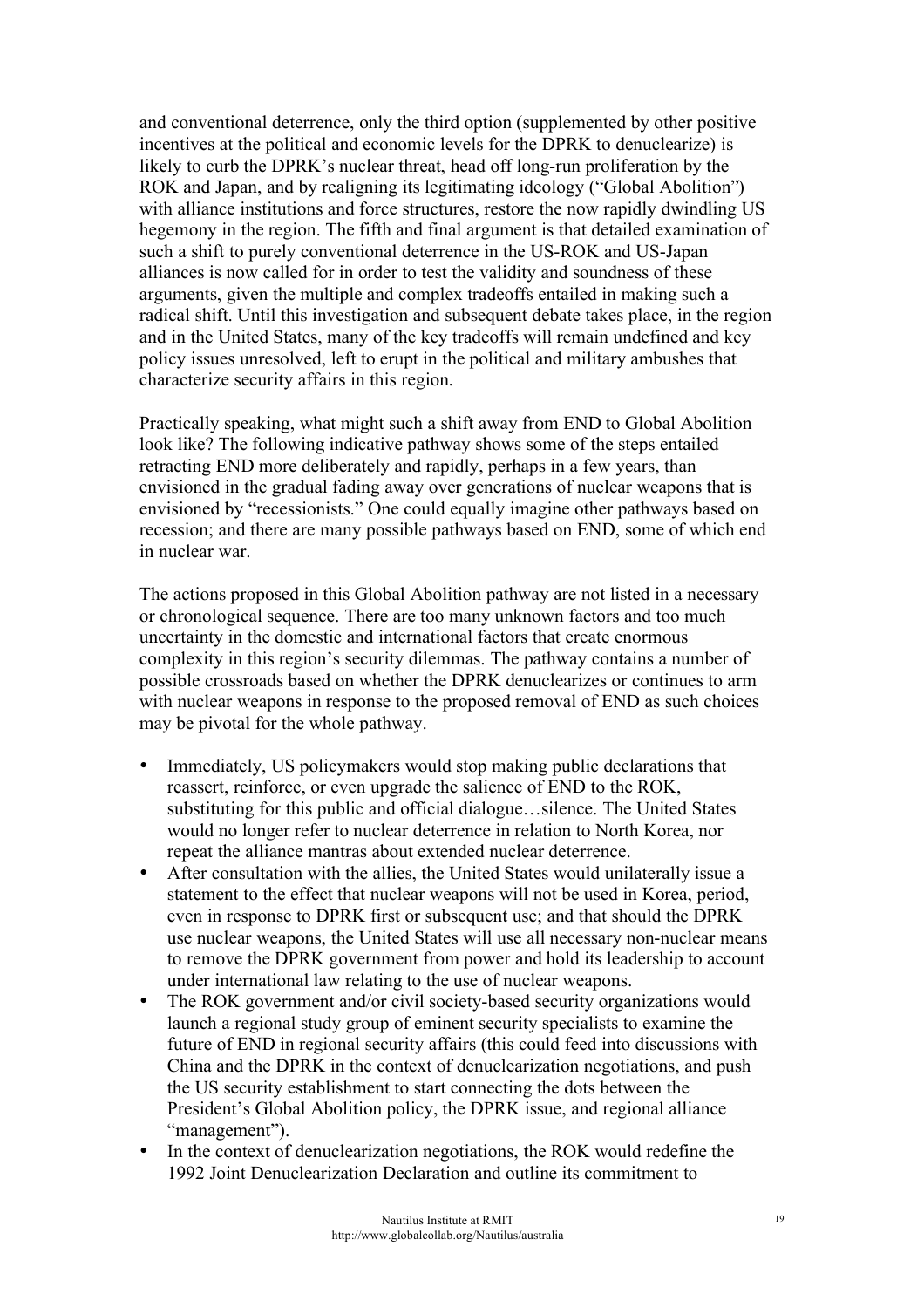and conventional deterrence, only the third option (supplemented by other positive incentives at the political and economic levels for the DPRK to denuclearize) is likely to curb the DPRK's nuclear threat, head off long-run proliferation by the ROK and Japan, and by realigning its legitimating ideology ("Global Abolition") with alliance institutions and force structures, restore the now rapidly dwindling US hegemony in the region. The fifth and final argument is that detailed examination of such a shift to purely conventional deterrence in the US-ROK and US-Japan alliances is now called for in order to test the validity and soundness of these arguments, given the multiple and complex tradeoffs entailed in making such a radical shift. Until this investigation and subsequent debate takes place, in the region and in the United States, many of the key tradeoffs will remain undefined and key policy issues unresolved, left to erupt in the political and military ambushes that characterize security affairs in this region.

Practically speaking, what might such a shift away from END to Global Abolition look like? The following indicative pathway shows some of the steps entailed retracting END more deliberately and rapidly, perhaps in a few years, than envisioned in the gradual fading away over generations of nuclear weapons that is envisioned by "recessionists." One could equally imagine other pathways based on recession; and there are many possible pathways based on END, some of which end in nuclear war.

The actions proposed in this Global Abolition pathway are not listed in a necessary or chronological sequence. There are too many unknown factors and too much uncertainty in the domestic and international factors that create enormous complexity in this region's security dilemmas. The pathway contains a number of possible crossroads based on whether the DPRK denuclearizes or continues to arm with nuclear weapons in response to the proposed removal of END as such choices may be pivotal for the whole pathway.

- Immediately, US policymakers would stop making public declarations that reassert, reinforce, or even upgrade the salience of END to the ROK, substituting for this public and official dialogue…silence. The United States would no longer refer to nuclear deterrence in relation to North Korea, nor repeat the alliance mantras about extended nuclear deterrence.
- After consultation with the allies, the United States would unilaterally issue a statement to the effect that nuclear weapons will not be used in Korea, period, even in response to DPRK first or subsequent use; and that should the DPRK use nuclear weapons, the United States will use all necessary non-nuclear means to remove the DPRK government from power and hold its leadership to account under international law relating to the use of nuclear weapons.
- The ROK government and/or civil society-based security organizations would launch a regional study group of eminent security specialists to examine the future of END in regional security affairs (this could feed into discussions with China and the DPRK in the context of denuclearization negotiations, and push the US security establishment to start connecting the dots between the President's Global Abolition policy, the DPRK issue, and regional alliance "management").
- In the context of denuclearization negotiations, the ROK would redefine the 1992 Joint Denuclearization Declaration and outline its commitment to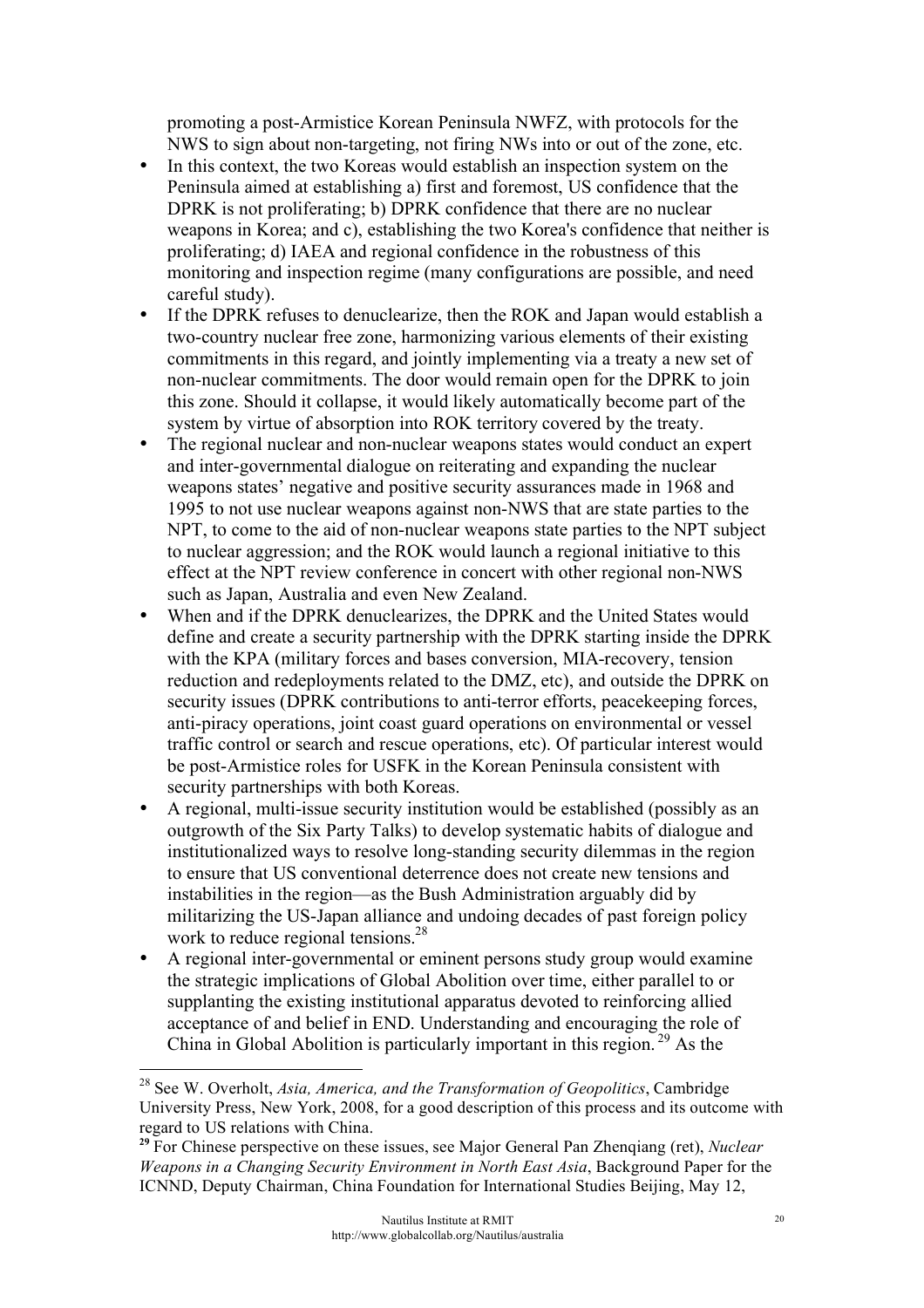promoting a post-Armistice Korean Peninsula NWFZ, with protocols for the NWS to sign about non-targeting, not firing NWs into or out of the zone, etc.

- In this context, the two Koreas would establish an inspection system on the Peninsula aimed at establishing a) first and foremost, US confidence that the DPRK is not proliferating; b) DPRK confidence that there are no nuclear weapons in Korea; and c), establishing the two Korea's confidence that neither is proliferating; d) IAEA and regional confidence in the robustness of this monitoring and inspection regime (many configurations are possible, and need careful study).
- If the DPRK refuses to denuclearize, then the ROK and Japan would establish a two-country nuclear free zone, harmonizing various elements of their existing commitments in this regard, and jointly implementing via a treaty a new set of non-nuclear commitments. The door would remain open for the DPRK to join this zone. Should it collapse, it would likely automatically become part of the system by virtue of absorption into ROK territory covered by the treaty.
- The regional nuclear and non-nuclear weapons states would conduct an expert and inter-governmental dialogue on reiterating and expanding the nuclear weapons states' negative and positive security assurances made in 1968 and 1995 to not use nuclear weapons against non-NWS that are state parties to the NPT, to come to the aid of non-nuclear weapons state parties to the NPT subject to nuclear aggression; and the ROK would launch a regional initiative to this effect at the NPT review conference in concert with other regional non-NWS such as Japan, Australia and even New Zealand.
- When and if the DPRK denuclearizes, the DPRK and the United States would define and create a security partnership with the DPRK starting inside the DPRK with the KPA (military forces and bases conversion, MIA-recovery, tension reduction and redeployments related to the DMZ, etc), and outside the DPRK on security issues (DPRK contributions to anti-terror efforts, peacekeeping forces, anti-piracy operations, joint coast guard operations on environmental or vessel traffic control or search and rescue operations, etc). Of particular interest would be post-Armistice roles for USFK in the Korean Peninsula consistent with security partnerships with both Koreas.
- A regional, multi-issue security institution would be established (possibly as an outgrowth of the Six Party Talks) to develop systematic habits of dialogue and institutionalized ways to resolve long-standing security dilemmas in the region to ensure that US conventional deterrence does not create new tensions and instabilities in the region—as the Bush Administration arguably did by militarizing the US-Japan alliance and undoing decades of past foreign policy work to reduce regional tensions.[28]
- A regional inter-governmental or eminent persons study group would examine the strategic implications of Global Abolition over time, either parallel to or supplanting the existing institutional apparatus devoted to reinforcing allied acceptance of and belief in END. Understanding and encouraging the role of China in Global Abolition is particularly important in this region.[29] As the

---

[28] See W. Overholt, *Asia, America, and the Transformation of Geopolitics*, Cambridge University Press, New York, 2008, for a good description of this process and its outcome with regard to US relations with China.

[29] For Chinese perspective on these issues, see Major General Pan Zhenqiang (ret), *Nuclear Weapons in a Changing Security Environment in North East Asia*, Background Paper for the ICNND, Deputy Chairman, China Foundation for International Studies Beijing, May 12,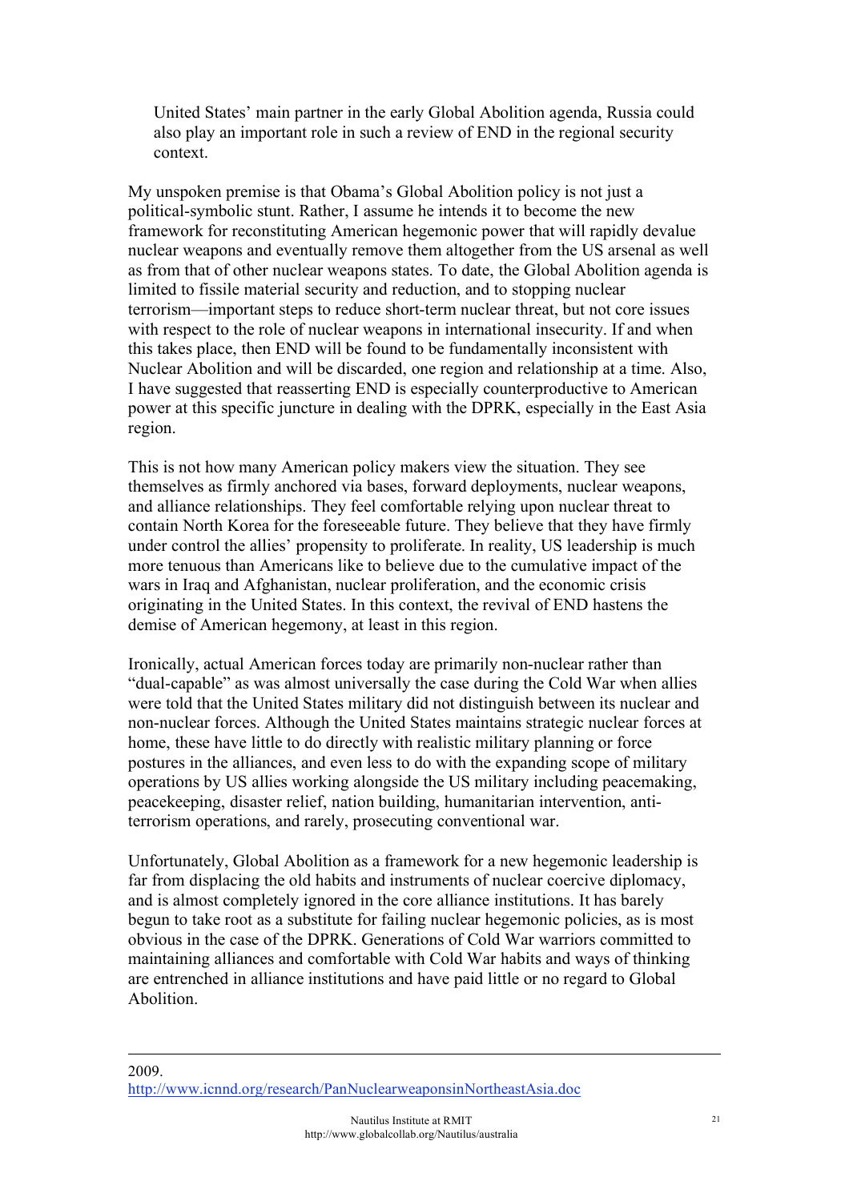United States' main partner in the early Global Abolition agenda, Russia could also play an important role in such a review of END in the regional security context.

My unspoken premise is that Obama's Global Abolition policy is not just a political-symbolic stunt. Rather, I assume he intends it to become the new framework for reconstituting American hegemonic power that will rapidly devalue nuclear weapons and eventually remove them altogether from the US arsenal as well as from that of other nuclear weapons states. To date, the Global Abolition agenda is limited to fissile material security and reduction, and to stopping nuclear terrorism—important steps to reduce short-term nuclear threat, but not core issues with respect to the role of nuclear weapons in international insecurity. If and when this takes place, then END will be found to be fundamentally inconsistent with Nuclear Abolition and will be discarded, one region and relationship at a time. Also, I have suggested that reasserting END is especially counterproductive to American power at this specific juncture in dealing with the DPRK, especially in the East Asia region.

This is not how many American policy makers view the situation. They see themselves as firmly anchored via bases, forward deployments, nuclear weapons, and alliance relationships. They feel comfortable relying upon nuclear threat to contain North Korea for the foreseeable future. They believe that they have firmly under control the allies' propensity to proliferate. In reality, US leadership is much more tenuous than Americans like to believe due to the cumulative impact of the wars in Iraq and Afghanistan, nuclear proliferation, and the economic crisis originating in the United States. In this context, the revival of END hastens the demise of American hegemony, at least in this region.

Ironically, actual American forces today are primarily non-nuclear rather than "dual-capable" as was almost universally the case during the Cold War when allies were told that the United States military did not distinguish between its nuclear and non-nuclear forces. Although the United States maintains strategic nuclear forces at home, these have little to do directly with realistic military planning or force postures in the alliances, and even less to do with the expanding scope of military operations by US allies working alongside the US military including peacemaking, peacekeeping, disaster relief, nation building, humanitarian intervention, anti-terrorism operations, and rarely, prosecuting conventional war.

Unfortunately, Global Abolition as a framework for a new hegemonic leadership is far from displacing the old habits and instruments of nuclear coercive diplomacy, and is almost completely ignored in the core alliance institutions. It has barely begun to take root as a substitute for failing nuclear hegemonic policies, as is most obvious in the case of the DPRK. Generations of Cold War warriors committed to maintaining alliances and comfortable with Cold War habits and ways of thinking are entrenched in alliance institutions and have paid little or no regard to Global Abolition.

---

2009.
http://www.icnnd.org/research/PanNuclearweaponsinNortheastAsia.doc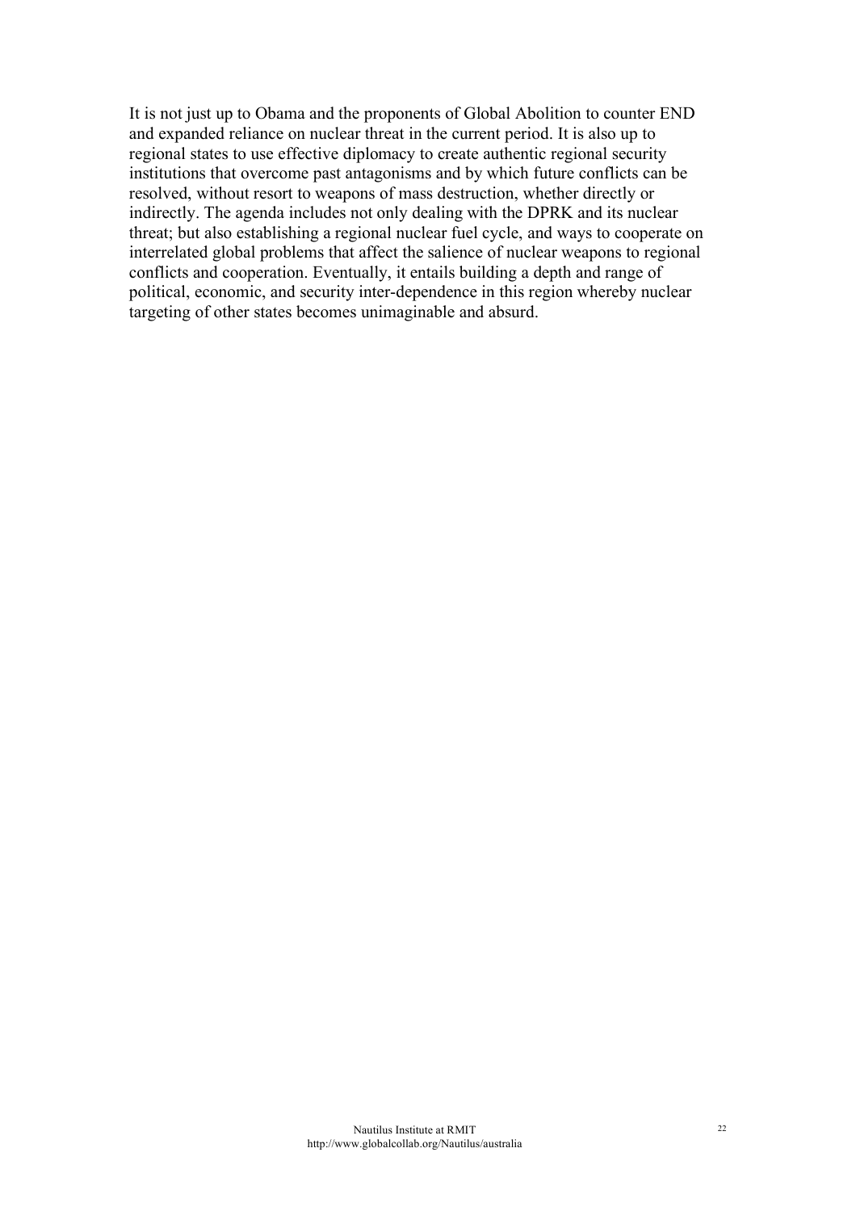It is not just up to Obama and the proponents of Global Abolition to counter END and expanded reliance on nuclear threat in the current period. It is also up to regional states to use effective diplomacy to create authentic regional security institutions that overcome past antagonisms and by which future conflicts can be resolved, without resort to weapons of mass destruction, whether directly or indirectly. The agenda includes not only dealing with the DPRK and its nuclear threat; but also establishing a regional nuclear fuel cycle, and ways to cooperate on interrelated global problems that affect the salience of nuclear weapons to regional conflicts and cooperation. Eventually, it entails building a depth and range of political, economic, and security inter-dependence in this region whereby nuclear targeting of other states becomes unimaginable and absurd.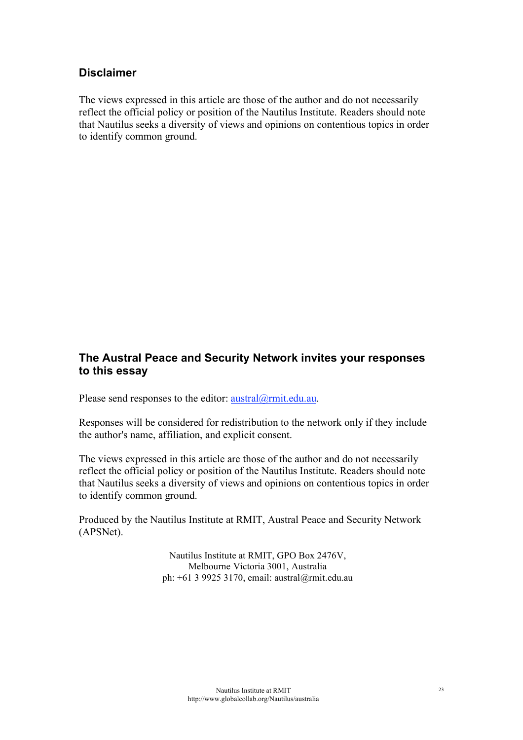## Disclaimer

The views expressed in this article are those of the author and do not necessarily reflect the official policy or position of the Nautilus Institute. Readers should note that Nautilus seeks a diversity of views and opinions on contentious topics in order to identify common ground.

## The Austral Peace and Security Network invites your responses to this essay

Please send responses to the editor: austral@rmit.edu.au.

Responses will be considered for redistribution to the network only if they include the author's name, affiliation, and explicit consent.

The views expressed in this article are those of the author and do not necessarily reflect the official policy or position of the Nautilus Institute. Readers should note that Nautilus seeks a diversity of views and opinions on contentious topics in order to identify common ground.

Produced by the Nautilus Institute at RMIT, Austral Peace and Security Network (APSNet).

Nautilus Institute at RMIT, GPO Box 2476V,
Melbourne Victoria 3001, Australia
ph: +61 3 9925 3170, email: austral@rmit.edu.au